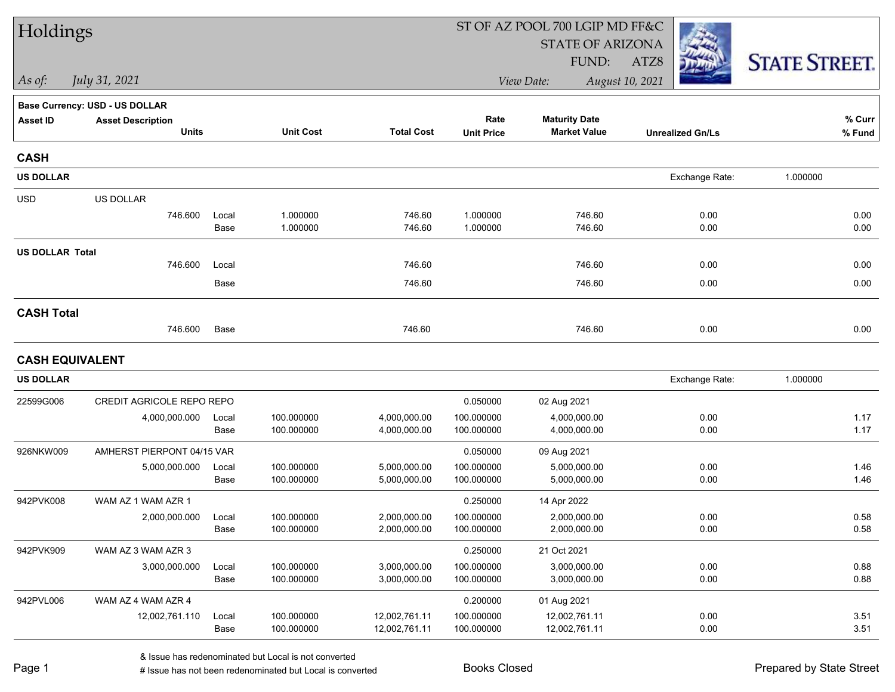# Holdings

*As of:* *July 31, 2021*

ST OF AZ POOL 700 LGIP MD FF&C
STATE OF ARIZONA
FUND: ATZ8
*View Date:* *August 10, 2021*

STATE STREET.

**Base Currency: USD - US DOLLAR**

| Asset ID | Asset Description / Units | | Unit Cost | Total Cost | Rate / Unit Price | Maturity Date / Market Value | Unrealized Gn/Ls | % Curr / % Fund |
|---|---|---|---|---|---|---|---|---|
| **CASH** | | | | | | | | |
| **US DOLLAR** | | | | | | | Exchange Rate: | 1.000000 |
| USD | US DOLLAR | | | | | | | |
| | 746.600 | Local | 1.000000 | 746.60 | 1.000000 | 746.60 | 0.00 | 0.00 |
| | | Base | 1.000000 | 746.60 | 1.000000 | 746.60 | 0.00 | 0.00 |
| **US DOLLAR Total** | | | | | | | | |
| | 746.600 | Local | | 746.60 | | 746.60 | 0.00 | 0.00 |
| | | Base | | 746.60 | | 746.60 | 0.00 | 0.00 |
| **CASH Total** | | | | | | | | |
| | 746.600 | Base | | 746.60 | | 746.60 | 0.00 | 0.00 |
| **CASH EQUIVALENT** | | | | | | | | |
| **US DOLLAR** | | | | | | | Exchange Rate: | 1.000000 |
| 22599G006 | CREDIT AGRICOLE REPO REPO | | | | 0.050000 | 02 Aug 2021 | | |
| | 4,000,000.000 | Local | 100.000000 | 4,000,000.00 | 100.000000 | 4,000,000.00 | 0.00 | 1.17 |
| | | Base | 100.000000 | 4,000,000.00 | 100.000000 | 4,000,000.00 | 0.00 | 1.17 |
| 926NKW009 | AMHERST PIERPONT 04/15 VAR | | | | 0.050000 | 09 Aug 2021 | | |
| | 5,000,000.000 | Local | 100.000000 | 5,000,000.00 | 100.000000 | 5,000,000.00 | 0.00 | 1.46 |
| | | Base | 100.000000 | 5,000,000.00 | 100.000000 | 5,000,000.00 | 0.00 | 1.46 |
| 942PVK008 | WAM AZ 1 WAM AZR 1 | | | | 0.250000 | 14 Apr 2022 | | |
| | 2,000,000.000 | Local | 100.000000 | 2,000,000.00 | 100.000000 | 2,000,000.00 | 0.00 | 0.58 |
| | | Base | 100.000000 | 2,000,000.00 | 100.000000 | 2,000,000.00 | 0.00 | 0.58 |
| 942PVK909 | WAM AZ 3 WAM AZR 3 | | | | 0.250000 | 21 Oct 2021 | | |
| | 3,000,000.000 | Local | 100.000000 | 3,000,000.00 | 100.000000 | 3,000,000.00 | 0.00 | 0.88 |
| | | Base | 100.000000 | 3,000,000.00 | 100.000000 | 3,000,000.00 | 0.00 | 0.88 |
| 942PVL006 | WAM AZ 4 WAM AZR 4 | | | | 0.200000 | 01 Aug 2021 | | |
| | 12,002,761.110 | Local | 100.000000 | 12,002,761.11 | 100.000000 | 12,002,761.11 | 0.00 | 3.51 |
| | | Base | 100.000000 | 12,002,761.11 | 100.000000 | 12,002,761.11 | 0.00 | 3.51 |

& Issue has redenominated but Local is not converted
# Issue has not been redenominated but Local is converted

Books Closed

Prepared by State Street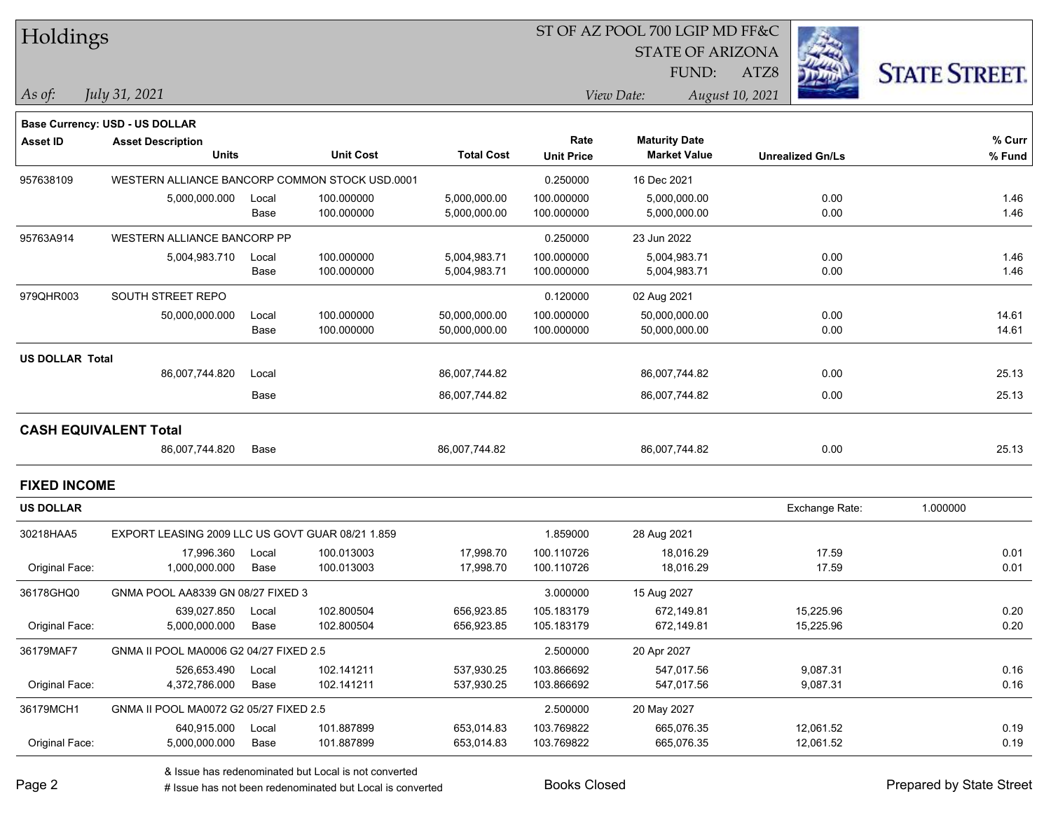# Holdings

ST OF AZ POOL 700 LGIP MD FF&C
STATE OF ARIZONA
FUND: ATZ8

*As of:* *July 31, 2021*

*View Date:* *August 10, 2021*

**Base Currency: USD - US DOLLAR**

| Asset ID | Asset Description / Units | | Unit Cost | Total Cost | Rate / Unit Price | Maturity Date / Market Value | Unrealized Gn/Ls | % Curr / % Fund |
|---|---|---|---|---|---|---|---|---|
| 957638109 | WESTERN ALLIANCE BANCORP COMMON STOCK USD.0001 | | | | 0.250000 | 16 Dec 2021 | | |
| | 5,000,000.000 | Local | 100.000000 | 5,000,000.00 | 100.000000 | 5,000,000.00 | 0.00 | 1.46 |
| | | Base | 100.000000 | 5,000,000.00 | 100.000000 | 5,000,000.00 | 0.00 | 1.46 |
| 95763A914 | WESTERN ALLIANCE BANCORP PP | | | | 0.250000 | 23 Jun 2022 | | |
| | 5,004,983.710 | Local | 100.000000 | 5,004,983.71 | 100.000000 | 5,004,983.71 | 0.00 | 1.46 |
| | | Base | 100.000000 | 5,004,983.71 | 100.000000 | 5,004,983.71 | 0.00 | 1.46 |
| 979QHR003 | SOUTH STREET REPO | | | | 0.120000 | 02 Aug 2021 | | |
| | 50,000,000.000 | Local | 100.000000 | 50,000,000.00 | 100.000000 | 50,000,000.00 | 0.00 | 14.61 |
| | | Base | 100.000000 | 50,000,000.00 | 100.000000 | 50,000,000.00 | 0.00 | 14.61 |
| **US DOLLAR Total** | | | | | | | | |
| | 86,007,744.820 | Local | | 86,007,744.82 | | 86,007,744.82 | 0.00 | 25.13 |
| | | Base | | 86,007,744.82 | | 86,007,744.82 | 0.00 | 25.13 |
| **CASH EQUIVALENT Total** | | | | | | | | |
| | 86,007,744.820 | Base | | 86,007,744.82 | | 86,007,744.82 | 0.00 | 25.13 |

## FIXED INCOME

**US DOLLAR** — Exchange Rate: 1.000000

| Asset ID | Asset Description / Units | | Unit Cost | Total Cost | Rate / Unit Price | Maturity Date / Market Value | Unrealized Gn/Ls | % Curr / % Fund |
|---|---|---|---|---|---|---|---|---|
| 30218HAA5 | EXPORT LEASING 2009 LLC US GOVT GUAR 08/21 1.859 | | | | 1.859000 | 28 Aug 2021 | | |
| | 17,996.360 | Local | 100.013003 | 17,998.70 | 100.110726 | 18,016.29 | 17.59 | 0.01 |
| Original Face: | 1,000,000.000 | Base | 100.013003 | 17,998.70 | 100.110726 | 18,016.29 | 17.59 | 0.01 |
| 36178GHQ0 | GNMA POOL AA8339 GN 08/27 FIXED 3 | | | | 3.000000 | 15 Aug 2027 | | |
| | 639,027.850 | Local | 102.800504 | 656,923.85 | 105.183179 | 672,149.81 | 15,225.96 | 0.20 |
| Original Face: | 5,000,000.000 | Base | 102.800504 | 656,923.85 | 105.183179 | 672,149.81 | 15,225.96 | 0.20 |
| 36179MAF7 | GNMA II POOL MA0006 G2 04/27 FIXED 2.5 | | | | 2.500000 | 20 Apr 2027 | | |
| | 526,653.490 | Local | 102.141211 | 537,930.25 | 103.866692 | 547,017.56 | 9,087.31 | 0.16 |
| Original Face: | 4,372,786.000 | Base | 102.141211 | 537,930.25 | 103.866692 | 547,017.56 | 9,087.31 | 0.16 |
| 36179MCH1 | GNMA II POOL MA0072 G2 05/27 FIXED 2.5 | | | | 2.500000 | 20 May 2027 | | |
| | 640,915.000 | Local | 101.887899 | 653,014.83 | 103.769822 | 665,076.35 | 12,061.52 | 0.19 |
| Original Face: | 5,000,000.000 | Base | 101.887899 | 653,014.83 | 103.769822 | 665,076.35 | 12,061.52 | 0.19 |

& Issue has redenominated but Local is not converted
# Issue has not been redenominated but Local is converted

Books Closed

Prepared by State Street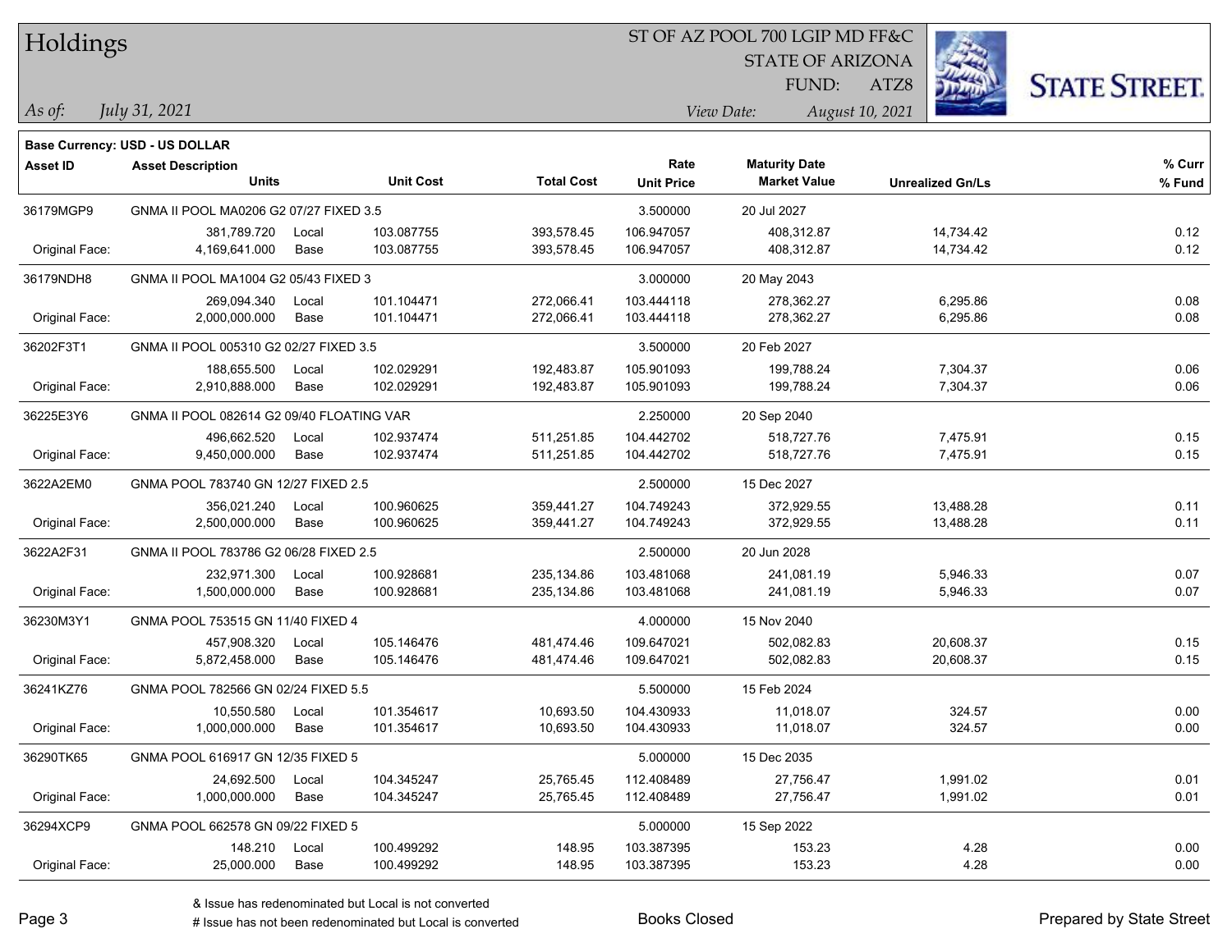# Holdings

ST OF AZ POOL 700 LGIP MD FF&C
STATE OF ARIZONA
FUND: ATZ8

*As of: July 31, 2021*
*View Date: August 10, 2021*

**Base Currency: USD - US DOLLAR**

| Asset ID | Asset Description / Units | | Unit Cost | Total Cost | Rate / Unit Price | Maturity Date / Market Value | Unrealized Gn/Ls | % Curr / % Fund |
|---|---|---|---|---|---|---|---|---|
| 36179MGP9 | GNMA II POOL MA0206 G2 07/27 FIXED 3.5 | | | | 3.500000 | 20 Jul 2027 | | |
| | 381,789.720 | Local | 103.087755 | 393,578.45 | 106.947057 | 408,312.87 | 14,734.42 | 0.12 |
| Original Face: | 4,169,641.000 | Base | 103.087755 | 393,578.45 | 106.947057 | 408,312.87 | 14,734.42 | 0.12 |
| 36179NDH8 | GNMA II POOL MA1004 G2 05/43 FIXED 3 | | | | 3.000000 | 20 May 2043 | | |
| | 269,094.340 | Local | 101.104471 | 272,066.41 | 103.444118 | 278,362.27 | 6,295.86 | 0.08 |
| Original Face: | 2,000,000.000 | Base | 101.104471 | 272,066.41 | 103.444118 | 278,362.27 | 6,295.86 | 0.08 |
| 36202F3T1 | GNMA II POOL 005310 G2 02/27 FIXED 3.5 | | | | 3.500000 | 20 Feb 2027 | | |
| | 188,655.500 | Local | 102.029291 | 192,483.87 | 105.901093 | 199,788.24 | 7,304.37 | 0.06 |
| Original Face: | 2,910,888.000 | Base | 102.029291 | 192,483.87 | 105.901093 | 199,788.24 | 7,304.37 | 0.06 |
| 36225E3Y6 | GNMA II POOL 082614 G2 09/40 FLOATING VAR | | | | 2.250000 | 20 Sep 2040 | | |
| | 496,662.520 | Local | 102.937474 | 511,251.85 | 104.442702 | 518,727.76 | 7,475.91 | 0.15 |
| Original Face: | 9,450,000.000 | Base | 102.937474 | 511,251.85 | 104.442702 | 518,727.76 | 7,475.91 | 0.15 |
| 3622A2EM0 | GNMA POOL 783740 GN 12/27 FIXED 2.5 | | | | 2.500000 | 15 Dec 2027 | | |
| | 356,021.240 | Local | 100.960625 | 359,441.27 | 104.749243 | 372,929.55 | 13,488.28 | 0.11 |
| Original Face: | 2,500,000.000 | Base | 100.960625 | 359,441.27 | 104.749243 | 372,929.55 | 13,488.28 | 0.11 |
| 3622A2F31 | GNMA II POOL 783786 G2 06/28 FIXED 2.5 | | | | 2.500000 | 20 Jun 2028 | | |
| | 232,971.300 | Local | 100.928681 | 235,134.86 | 103.481068 | 241,081.19 | 5,946.33 | 0.07 |
| Original Face: | 1,500,000.000 | Base | 100.928681 | 235,134.86 | 103.481068 | 241,081.19 | 5,946.33 | 0.07 |
| 36230M3Y1 | GNMA POOL 753515 GN 11/40 FIXED 4 | | | | 4.000000 | 15 Nov 2040 | | |
| | 457,908.320 | Local | 105.146476 | 481,474.46 | 109.647021 | 502,082.83 | 20,608.37 | 0.15 |
| Original Face: | 5,872,458.000 | Base | 105.146476 | 481,474.46 | 109.647021 | 502,082.83 | 20,608.37 | 0.15 |
| 36241KZ76 | GNMA POOL 782566 GN 02/24 FIXED 5.5 | | | | 5.500000 | 15 Feb 2024 | | |
| | 10,550.580 | Local | 101.354617 | 10,693.50 | 104.430933 | 11,018.07 | 324.57 | 0.00 |
| Original Face: | 1,000,000.000 | Base | 101.354617 | 10,693.50 | 104.430933 | 11,018.07 | 324.57 | 0.00 |
| 36290TK65 | GNMA POOL 616917 GN 12/35 FIXED 5 | | | | 5.000000 | 15 Dec 2035 | | |
| | 24,692.500 | Local | 104.345247 | 25,765.45 | 112.408489 | 27,756.47 | 1,991.02 | 0.01 |
| Original Face: | 1,000,000.000 | Base | 104.345247 | 25,765.45 | 112.408489 | 27,756.47 | 1,991.02 | 0.01 |
| 36294XCP9 | GNMA POOL 662578 GN 09/22 FIXED 5 | | | | 5.000000 | 15 Sep 2022 | | |
| | 148.210 | Local | 100.499292 | 148.95 | 103.387395 | 153.23 | 4.28 | 0.00 |
| Original Face: | 25,000.000 | Base | 100.499292 | 148.95 | 103.387395 | 153.23 | 4.28 | 0.00 |

& Issue has redenominated but Local is not converted
# Issue has not been redenominated but Local is converted

Books Closed

Prepared by State Street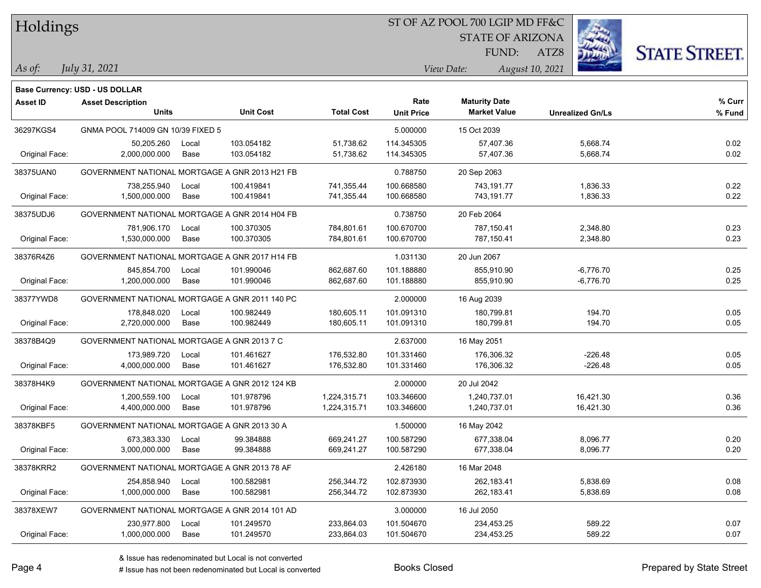**Base Currency: USD - US DOLLAR**

| Asset ID | Asset Description / Units | | Unit Cost | Total Cost | Rate / Unit Price | Maturity Date / Market Value | Unrealized Gn/Ls | % Curr / % Fund |
|---|---|---|---|---|---|---|---|---|
| 36297KGS4 | GNMA POOL 714009 GN 10/39 FIXED 5 | | | | 5.000000 | 15 Oct 2039 | | |
| | 50,205.260 | Local | 103.054182 | 51,738.62 | 114.345305 | 57,407.36 | 5,668.74 | 0.02 |
| Original Face: | 2,000,000.000 | Base | 103.054182 | 51,738.62 | 114.345305 | 57,407.36 | 5,668.74 | 0.02 |
| 38375UAN0 | GOVERNMENT NATIONAL MORTGAGE A GNR 2013 H21 FB | | | | 0.788750 | 20 Sep 2063 | | |
| | 738,255.940 | Local | 100.419841 | 741,355.44 | 100.668580 | 743,191.77 | 1,836.33 | 0.22 |
| Original Face: | 1,500,000.000 | Base | 100.419841 | 741,355.44 | 100.668580 | 743,191.77 | 1,836.33 | 0.22 |
| 38375UDJ6 | GOVERNMENT NATIONAL MORTGAGE A GNR 2014 H04 FB | | | | 0.738750 | 20 Feb 2064 | | |
| | 781,906.170 | Local | 100.370305 | 784,801.61 | 100.670700 | 787,150.41 | 2,348.80 | 0.23 |
| Original Face: | 1,530,000.000 | Base | 100.370305 | 784,801.61 | 100.670700 | 787,150.41 | 2,348.80 | 0.23 |
| 38376R4Z6 | GOVERNMENT NATIONAL MORTGAGE A GNR 2017 H14 FB | | | | 1.031130 | 20 Jun 2067 | | |
| | 845,854.700 | Local | 101.990046 | 862,687.60 | 101.188880 | 855,910.90 | -6,776.70 | 0.25 |
| Original Face: | 1,200,000.000 | Base | 101.990046 | 862,687.60 | 101.188880 | 855,910.90 | -6,776.70 | 0.25 |
| 38377YWD8 | GOVERNMENT NATIONAL MORTGAGE A GNR 2011 140 PC | | | | 2.000000 | 16 Aug 2039 | | |
| | 178,848.020 | Local | 100.982449 | 180,605.11 | 101.091310 | 180,799.81 | 194.70 | 0.05 |
| Original Face: | 2,720,000.000 | Base | 100.982449 | 180,605.11 | 101.091310 | 180,799.81 | 194.70 | 0.05 |
| 38378B4Q9 | GOVERNMENT NATIONAL MORTGAGE A GNR 2013 7 C | | | | 2.637000 | 16 May 2051 | | |
| | 173,989.720 | Local | 101.461627 | 176,532.80 | 101.331460 | 176,306.32 | -226.48 | 0.05 |
| Original Face: | 4,000,000.000 | Base | 101.461627 | 176,532.80 | 101.331460 | 176,306.32 | -226.48 | 0.05 |
| 38378H4K9 | GOVERNMENT NATIONAL MORTGAGE A GNR 2012 124 KB | | | | 2.000000 | 20 Jul 2042 | | |
| | 1,200,559.100 | Local | 101.978796 | 1,224,315.71 | 103.346600 | 1,240,737.01 | 16,421.30 | 0.36 |
| Original Face: | 4,400,000.000 | Base | 101.978796 | 1,224,315.71 | 103.346600 | 1,240,737.01 | 16,421.30 | 0.36 |
| 38378KBF5 | GOVERNMENT NATIONAL MORTGAGE A GNR 2013 30 A | | | | 1.500000 | 16 May 2042 | | |
| | 673,383.330 | Local | 99.384888 | 669,241.27 | 100.587290 | 677,338.04 | 8,096.77 | 0.20 |
| Original Face: | 3,000,000.000 | Base | 99.384888 | 669,241.27 | 100.587290 | 677,338.04 | 8,096.77 | 0.20 |
| 38378KRR2 | GOVERNMENT NATIONAL MORTGAGE A GNR 2013 78 AF | | | | 2.426180 | 16 Mar 2048 | | |
| | 254,858.940 | Local | 100.582981 | 256,344.72 | 102.873930 | 262,183.41 | 5,838.69 | 0.08 |
| Original Face: | 1,000,000.000 | Base | 100.582981 | 256,344.72 | 102.873930 | 262,183.41 | 5,838.69 | 0.08 |
| 38378XEW7 | GOVERNMENT NATIONAL MORTGAGE A GNR 2014 101 AD | | | | 3.000000 | 16 Jul 2050 | | |
| | 230,977.800 | Local | 101.249570 | 233,864.03 | 101.504670 | 234,453.25 | 589.22 | 0.07 |
| Original Face: | 1,000,000.000 | Base | 101.249570 | 233,864.03 | 101.504670 | 234,453.25 | 589.22 | 0.07 |

& Issue has redenominated but Local is not converted
# Issue has not been redenominated but Local is converted

Books Closed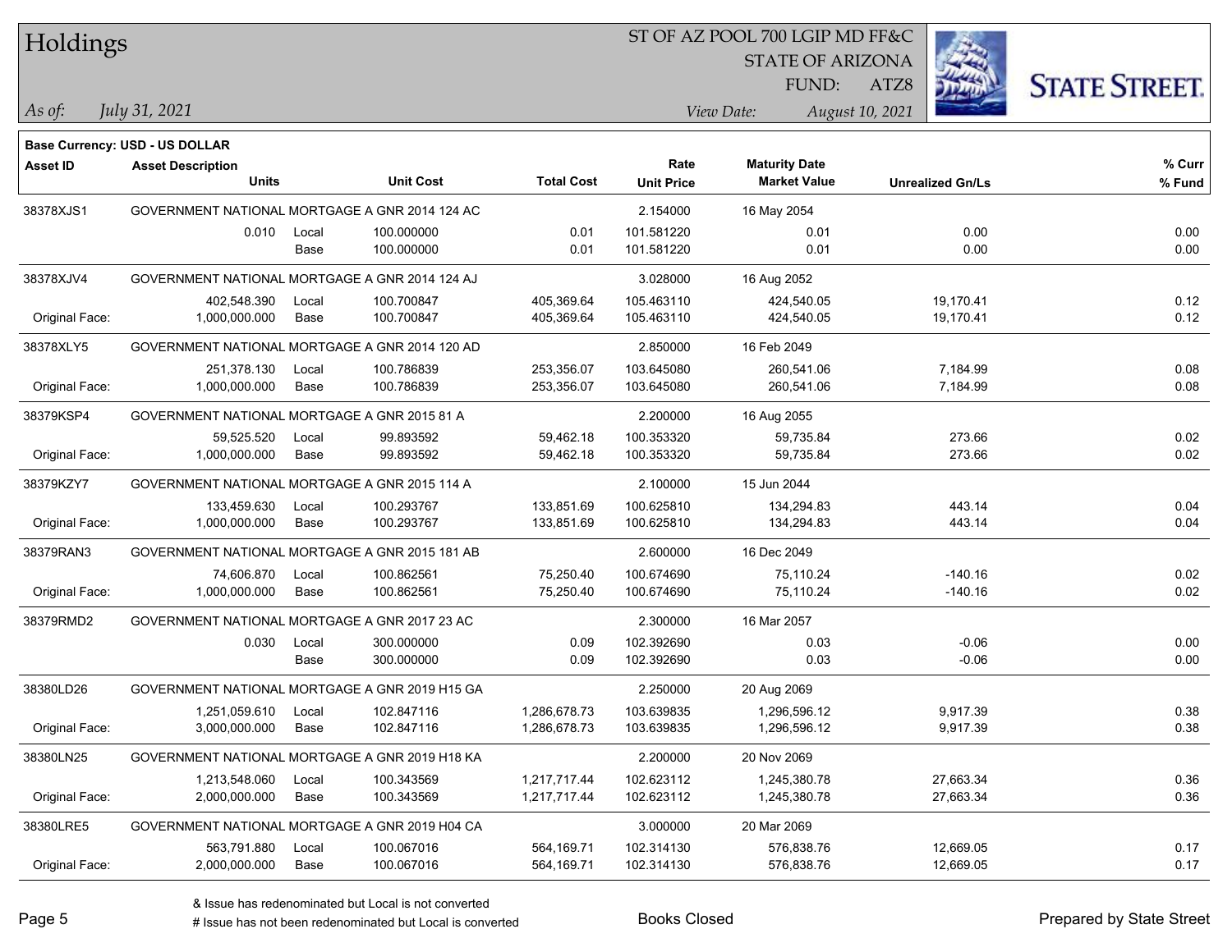# Holdings

ST OF AZ POOL 700 LGIP MD FF&C
STATE OF ARIZONA
FUND: ATZ8

*As of:* *July 31, 2021*
*View Date:* *August 10, 2021*

**Base Currency: USD - US DOLLAR**

| Asset ID | Asset Description / Units | | Unit Cost | Total Cost | Rate / Unit Price | Maturity Date / Market Value | Unrealized Gn/Ls | % Curr / % Fund |
|---|---|---|---|---|---|---|---|---|
| 38378XJS1 | GOVERNMENT NATIONAL MORTGAGE A GNR 2014 124 AC | | | | 2.154000 | 16 May 2054 | | |
| | 0.010 | Local | 100.000000 | 0.01 | 101.581220 | 0.01 | 0.00 | 0.00 |
| | | Base | 100.000000 | 0.01 | 101.581220 | 0.01 | 0.00 | 0.00 |
| 38378XJV4 | GOVERNMENT NATIONAL MORTGAGE A GNR 2014 124 AJ | | | | 3.028000 | 16 Aug 2052 | | |
| | 402,548.390 | Local | 100.700847 | 405,369.64 | 105.463110 | 424,540.05 | 19,170.41 | 0.12 |
| Original Face: | 1,000,000.000 | Base | 100.700847 | 405,369.64 | 105.463110 | 424,540.05 | 19,170.41 | 0.12 |
| 38378XLY5 | GOVERNMENT NATIONAL MORTGAGE A GNR 2014 120 AD | | | | 2.850000 | 16 Feb 2049 | | |
| | 251,378.130 | Local | 100.786839 | 253,356.07 | 103.645080 | 260,541.06 | 7,184.99 | 0.08 |
| Original Face: | 1,000,000.000 | Base | 100.786839 | 253,356.07 | 103.645080 | 260,541.06 | 7,184.99 | 0.08 |
| 38379KSP4 | GOVERNMENT NATIONAL MORTGAGE A GNR 2015 81 A | | | | 2.200000 | 16 Aug 2055 | | |
| | 59,525.520 | Local | 99.893592 | 59,462.18 | 100.353320 | 59,735.84 | 273.66 | 0.02 |
| Original Face: | 1,000,000.000 | Base | 99.893592 | 59,462.18 | 100.353320 | 59,735.84 | 273.66 | 0.02 |
| 38379KZY7 | GOVERNMENT NATIONAL MORTGAGE A GNR 2015 114 A | | | | 2.100000 | 15 Jun 2044 | | |
| | 133,459.630 | Local | 100.293767 | 133,851.69 | 100.625810 | 134,294.83 | 443.14 | 0.04 |
| Original Face: | 1,000,000.000 | Base | 100.293767 | 133,851.69 | 100.625810 | 134,294.83 | 443.14 | 0.04 |
| 38379RAN3 | GOVERNMENT NATIONAL MORTGAGE A GNR 2015 181 AB | | | | 2.600000 | 16 Dec 2049 | | |
| | 74,606.870 | Local | 100.862561 | 75,250.40 | 100.674690 | 75,110.24 | -140.16 | 0.02 |
| Original Face: | 1,000,000.000 | Base | 100.862561 | 75,250.40 | 100.674690 | 75,110.24 | -140.16 | 0.02 |
| 38379RMD2 | GOVERNMENT NATIONAL MORTGAGE A GNR 2017 23 AC | | | | 2.300000 | 16 Mar 2057 | | |
| | 0.030 | Local | 300.000000 | 0.09 | 102.392690 | 0.03 | -0.06 | 0.00 |
| | | Base | 300.000000 | 0.09 | 102.392690 | 0.03 | -0.06 | 0.00 |
| 38380LD26 | GOVERNMENT NATIONAL MORTGAGE A GNR 2019 H15 GA | | | | 2.250000 | 20 Aug 2069 | | |
| | 1,251,059.610 | Local | 102.847116 | 1,286,678.73 | 103.639835 | 1,296,596.12 | 9,917.39 | 0.38 |
| Original Face: | 3,000,000.000 | Base | 102.847116 | 1,286,678.73 | 103.639835 | 1,296,596.12 | 9,917.39 | 0.38 |
| 38380LN25 | GOVERNMENT NATIONAL MORTGAGE A GNR 2019 H18 KA | | | | 2.200000 | 20 Nov 2069 | | |
| | 1,213,548.060 | Local | 100.343569 | 1,217,717.44 | 102.623112 | 1,245,380.78 | 27,663.34 | 0.36 |
| Original Face: | 2,000,000.000 | Base | 100.343569 | 1,217,717.44 | 102.623112 | 1,245,380.78 | 27,663.34 | 0.36 |
| 38380LRE5 | GOVERNMENT NATIONAL MORTGAGE A GNR 2019 H04 CA | | | | 3.000000 | 20 Mar 2069 | | |
| | 563,791.880 | Local | 100.067016 | 564,169.71 | 102.314130 | 576,838.76 | 12,669.05 | 0.17 |
| Original Face: | 2,000,000.000 | Base | 100.067016 | 564,169.71 | 102.314130 | 576,838.76 | 12,669.05 | 0.17 |

& Issue has redenominated but Local is not converted
# Issue has not been redenominated but Local is converted

Books Closed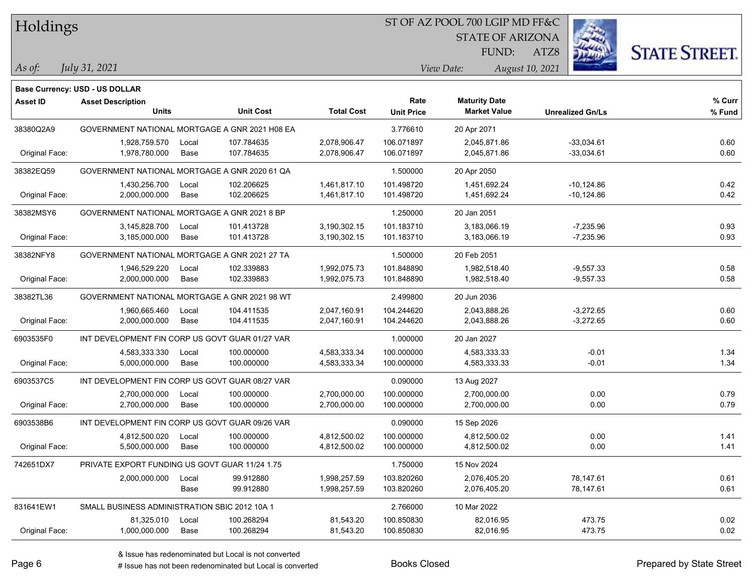# Holdings

ST OF AZ POOL 700 LGIP MD FF&C
STATE OF ARIZONA
FUND: ATZ8

*As of:* *July 31, 2021*

*View Date:* *August 10, 2021*

**Base Currency: USD - US DOLLAR**

| Asset ID | Asset Description / Units | | Unit Cost | Total Cost | Rate / Unit Price | Maturity Date / Market Value | Unrealized Gn/Ls | % Curr / % Fund |
|---|---|---|---|---|---|---|---|---|
| 38380Q2A9 | GOVERNMENT NATIONAL MORTGAGE A GNR 2021 H08 EA | | | | 3.776610 | 20 Apr 2071 | | |
| | 1,928,759.570 | Local | 107.784635 | 2,078,906.47 | 106.071897 | 2,045,871.86 | -33,034.61 | 0.60 |
| Original Face: | 1,978,780.000 | Base | 107.784635 | 2,078,906.47 | 106.071897 | 2,045,871.86 | -33,034.61 | 0.60 |
| 38382EQ59 | GOVERNMENT NATIONAL MORTGAGE A GNR 2020 61 QA | | | | 1.500000 | 20 Apr 2050 | | |
| | 1,430,256.700 | Local | 102.206625 | 1,461,817.10 | 101.498720 | 1,451,692.24 | -10,124.86 | 0.42 |
| Original Face: | 2,000,000.000 | Base | 102.206625 | 1,461,817.10 | 101.498720 | 1,451,692.24 | -10,124.86 | 0.42 |
| 38382MSY6 | GOVERNMENT NATIONAL MORTGAGE A GNR 2021 8 BP | | | | 1.250000 | 20 Jan 2051 | | |
| | 3,145,828.700 | Local | 101.413728 | 3,190,302.15 | 101.183710 | 3,183,066.19 | -7,235.96 | 0.93 |
| Original Face: | 3,185,000.000 | Base | 101.413728 | 3,190,302.15 | 101.183710 | 3,183,066.19 | -7,235.96 | 0.93 |
| 38382NFY8 | GOVERNMENT NATIONAL MORTGAGE A GNR 2021 27 TA | | | | 1.500000 | 20 Feb 2051 | | |
| | 1,946,529.220 | Local | 102.339883 | 1,992,075.73 | 101.848890 | 1,982,518.40 | -9,557.33 | 0.58 |
| Original Face: | 2,000,000.000 | Base | 102.339883 | 1,992,075.73 | 101.848890 | 1,982,518.40 | -9,557.33 | 0.58 |
| 38382TL36 | GOVERNMENT NATIONAL MORTGAGE A GNR 2021 98 WT | | | | 2.499800 | 20 Jun 2036 | | |
| | 1,960,665.460 | Local | 104.411535 | 2,047,160.91 | 104.244620 | 2,043,888.26 | -3,272.65 | 0.60 |
| Original Face: | 2,000,000.000 | Base | 104.411535 | 2,047,160.91 | 104.244620 | 2,043,888.26 | -3,272.65 | 0.60 |
| 6903535F0 | INT DEVELOPMENT FIN CORP US GOVT GUAR 01/27 VAR | | | | 1.000000 | 20 Jan 2027 | | |
| | 4,583,333.330 | Local | 100.000000 | 4,583,333.34 | 100.000000 | 4,583,333.33 | -0.01 | 1.34 |
| Original Face: | 5,000,000.000 | Base | 100.000000 | 4,583,333.34 | 100.000000 | 4,583,333.33 | -0.01 | 1.34 |
| 6903537C5 | INT DEVELOPMENT FIN CORP US GOVT GUAR 08/27 VAR | | | | 0.090000 | 13 Aug 2027 | | |
| | 2,700,000.000 | Local | 100.000000 | 2,700,000.00 | 100.000000 | 2,700,000.00 | 0.00 | 0.79 |
| Original Face: | 2,700,000.000 | Base | 100.000000 | 2,700,000.00 | 100.000000 | 2,700,000.00 | 0.00 | 0.79 |
| 6903538B6 | INT DEVELOPMENT FIN CORP US GOVT GUAR 09/26 VAR | | | | 0.090000 | 15 Sep 2026 | | |
| | 4,812,500.020 | Local | 100.000000 | 4,812,500.02 | 100.000000 | 4,812,500.02 | 0.00 | 1.41 |
| Original Face: | 5,500,000.000 | Base | 100.000000 | 4,812,500.02 | 100.000000 | 4,812,500.02 | 0.00 | 1.41 |
| 742651DX7 | PRIVATE EXPORT FUNDING US GOVT GUAR 11/24 1.75 | | | | 1.750000 | 15 Nov 2024 | | |
| | 2,000,000.000 | Local | 99.912880 | 1,998,257.59 | 103.820260 | 2,076,405.20 | 78,147.61 | 0.61 |
| | | Base | 99.912880 | 1,998,257.59 | 103.820260 | 2,076,405.20 | 78,147.61 | 0.61 |
| 831641EW1 | SMALL BUSINESS ADMINISTRATION SBIC 2012 10A 1 | | | | 2.766000 | 10 Mar 2022 | | |
| | 81,325.010 | Local | 100.268294 | 81,543.20 | 100.850830 | 82,016.95 | 473.75 | 0.02 |
| Original Face: | 1,000,000.000 | Base | 100.268294 | 81,543.20 | 100.850830 | 82,016.95 | 473.75 | 0.02 |

& Issue has redenominated but Local is not converted
# Issue has not been redenominated but Local is converted

Books Closed

Prepared by State Street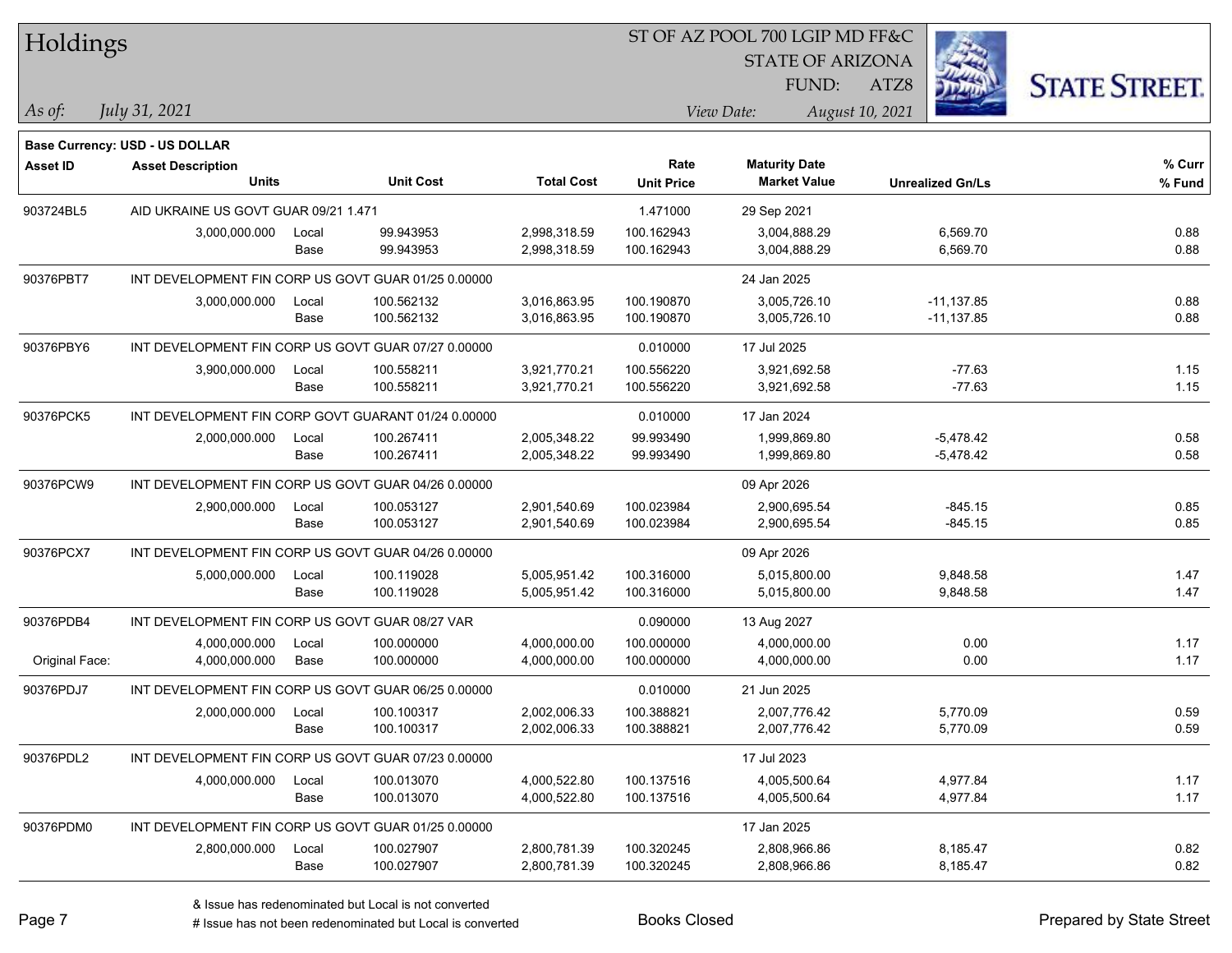# Holdings

ST OF AZ POOL 700 LGIP MD FF&C
STATE OF ARIZONA
FUND: ATZ8

*As of:* *July 31, 2021*

*View Date:* *August 10, 2021*

**Base Currency: USD - US DOLLAR**

| Asset ID | Asset Description / Units | | Unit Cost | Total Cost | Rate / Unit Price | Maturity Date / Market Value | Unrealized Gn/Ls | % Curr / % Fund |
|---|---|---|---|---|---|---|---|---|
| 903724BL5 | AID UKRAINE US GOVT GUAR 09/21 1.471 | | | | 1.471000 | 29 Sep 2021 | | |
| | 3,000,000.000 | Local | 99.943953 | 2,998,318.59 | 100.162943 | 3,004,888.29 | 6,569.70 | 0.88 |
| | | Base | 99.943953 | 2,998,318.59 | 100.162943 | 3,004,888.29 | 6,569.70 | 0.88 |
| 90376PBT7 | INT DEVELOPMENT FIN CORP US GOVT GUAR 01/25 0.00000 | | | | | 24 Jan 2025 | | |
| | 3,000,000.000 | Local | 100.562132 | 3,016,863.95 | 100.190870 | 3,005,726.10 | -11,137.85 | 0.88 |
| | | Base | 100.562132 | 3,016,863.95 | 100.190870 | 3,005,726.10 | -11,137.85 | 0.88 |
| 90376PBY6 | INT DEVELOPMENT FIN CORP US GOVT GUAR 07/27 0.00000 | | | | 0.010000 | 17 Jul 2025 | | |
| | 3,900,000.000 | Local | 100.558211 | 3,921,770.21 | 100.556220 | 3,921,692.58 | -77.63 | 1.15 |
| | | Base | 100.558211 | 3,921,770.21 | 100.556220 | 3,921,692.58 | -77.63 | 1.15 |
| 90376PCK5 | INT DEVELOPMENT FIN CORP GOVT GUARANT 01/24 0.00000 | | | | 0.010000 | 17 Jan 2024 | | |
| | 2,000,000.000 | Local | 100.267411 | 2,005,348.22 | 99.993490 | 1,999,869.80 | -5,478.42 | 0.58 |
| | | Base | 100.267411 | 2,005,348.22 | 99.993490 | 1,999,869.80 | -5,478.42 | 0.58 |
| 90376PCW9 | INT DEVELOPMENT FIN CORP US GOVT GUAR 04/26 0.00000 | | | | | 09 Apr 2026 | | |
| | 2,900,000.000 | Local | 100.053127 | 2,901,540.69 | 100.023984 | 2,900,695.54 | -845.15 | 0.85 |
| | | Base | 100.053127 | 2,901,540.69 | 100.023984 | 2,900,695.54 | -845.15 | 0.85 |
| 90376PCX7 | INT DEVELOPMENT FIN CORP US GOVT GUAR 04/26 0.00000 | | | | | 09 Apr 2026 | | |
| | 5,000,000.000 | Local | 100.119028 | 5,005,951.42 | 100.316000 | 5,015,800.00 | 9,848.58 | 1.47 |
| | | Base | 100.119028 | 5,005,951.42 | 100.316000 | 5,015,800.00 | 9,848.58 | 1.47 |
| 90376PDB4 | INT DEVELOPMENT FIN CORP US GOVT GUAR 08/27 VAR | | | | 0.090000 | 13 Aug 2027 | | |
| | 4,000,000.000 | Local | 100.000000 | 4,000,000.00 | 100.000000 | 4,000,000.00 | 0.00 | 1.17 |
| Original Face: | 4,000,000.000 | Base | 100.000000 | 4,000,000.00 | 100.000000 | 4,000,000.00 | 0.00 | 1.17 |
| 90376PDJ7 | INT DEVELOPMENT FIN CORP US GOVT GUAR 06/25 0.00000 | | | | 0.010000 | 21 Jun 2025 | | |
| | 2,000,000.000 | Local | 100.100317 | 2,002,006.33 | 100.388821 | 2,007,776.42 | 5,770.09 | 0.59 |
| | | Base | 100.100317 | 2,002,006.33 | 100.388821 | 2,007,776.42 | 5,770.09 | 0.59 |
| 90376PDL2 | INT DEVELOPMENT FIN CORP US GOVT GUAR 07/23 0.00000 | | | | | 17 Jul 2023 | | |
| | 4,000,000.000 | Local | 100.013070 | 4,000,522.80 | 100.137516 | 4,005,500.64 | 4,977.84 | 1.17 |
| | | Base | 100.013070 | 4,000,522.80 | 100.137516 | 4,005,500.64 | 4,977.84 | 1.17 |
| 90376PDM0 | INT DEVELOPMENT FIN CORP US GOVT GUAR 01/25 0.00000 | | | | | 17 Jan 2025 | | |
| | 2,800,000.000 | Local | 100.027907 | 2,800,781.39 | 100.320245 | 2,808,966.86 | 8,185.47 | 0.82 |
| | | Base | 100.027907 | 2,800,781.39 | 100.320245 | 2,808,966.86 | 8,185.47 | 0.82 |

& Issue has redenominated but Local is not converted
# Issue has not been redenominated but Local is converted

Books Closed

Prepared by State Street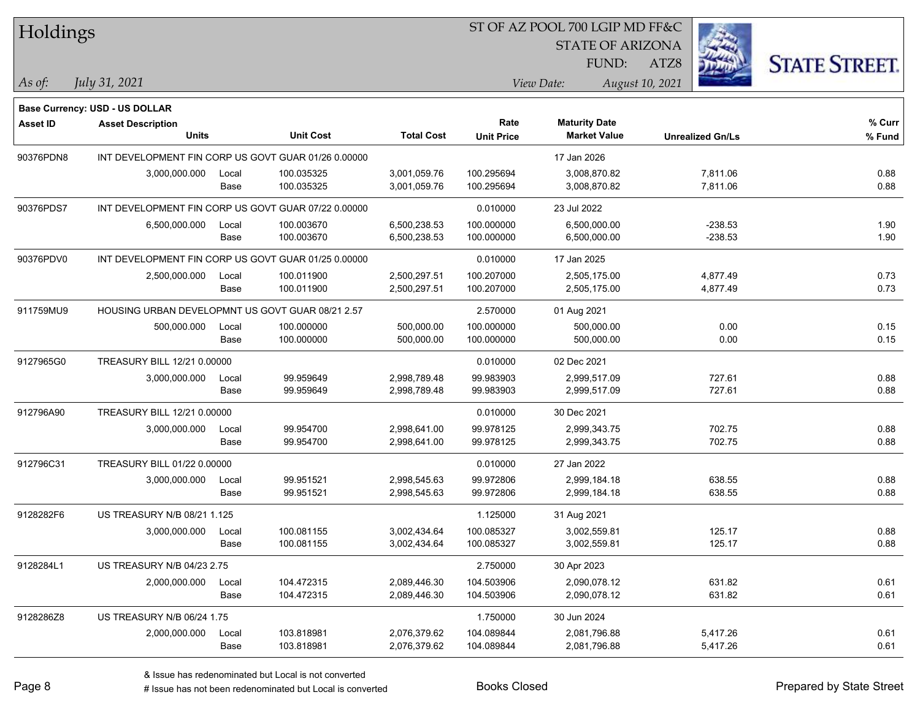# Holdings

ST OF AZ POOL 700 LGIP MD FF&C
STATE OF ARIZONA
FUND: ATZ8

*As of:* *July 31, 2021*

*View Date:* *August 10, 2021*

**Base Currency: USD - US DOLLAR**

| Asset ID | Asset Description / Units | | Unit Cost | Total Cost | Rate / Unit Price | Maturity Date / Market Value | Unrealized Gn/Ls | % Curr / % Fund |
|---|---|---|---|---|---|---|---|---|
| 90376PDN8 | INT DEVELOPMENT FIN CORP US GOVT GUAR 01/26 0.00000 | | | | | 17 Jan 2026 | | |
| | 3,000,000.000 | Local | 100.035325 | 3,001,059.76 | 100.295694 | 3,008,870.82 | 7,811.06 | 0.88 |
| | | Base | 100.035325 | 3,001,059.76 | 100.295694 | 3,008,870.82 | 7,811.06 | 0.88 |
| 90376PDS7 | INT DEVELOPMENT FIN CORP US GOVT GUAR 07/22 0.00000 | | | | 0.010000 | 23 Jul 2022 | | |
| | 6,500,000.000 | Local | 100.003670 | 6,500,238.53 | 100.000000 | 6,500,000.00 | -238.53 | 1.90 |
| | | Base | 100.003670 | 6,500,238.53 | 100.000000 | 6,500,000.00 | -238.53 | 1.90 |
| 90376PDV0 | INT DEVELOPMENT FIN CORP US GOVT GUAR 01/25 0.00000 | | | | 0.010000 | 17 Jan 2025 | | |
| | 2,500,000.000 | Local | 100.011900 | 2,500,297.51 | 100.207000 | 2,505,175.00 | 4,877.49 | 0.73 |
| | | Base | 100.011900 | 2,500,297.51 | 100.207000 | 2,505,175.00 | 4,877.49 | 0.73 |
| 911759MU9 | HOUSING URBAN DEVELOPMNT US GOVT GUAR 08/21 2.57 | | | | 2.570000 | 01 Aug 2021 | | |
| | 500,000.000 | Local | 100.000000 | 500,000.00 | 100.000000 | 500,000.00 | 0.00 | 0.15 |
| | | Base | 100.000000 | 500,000.00 | 100.000000 | 500,000.00 | 0.00 | 0.15 |
| 9127965G0 | TREASURY BILL 12/21 0.00000 | | | | 0.010000 | 02 Dec 2021 | | |
| | 3,000,000.000 | Local | 99.959649 | 2,998,789.48 | 99.983903 | 2,999,517.09 | 727.61 | 0.88 |
| | | Base | 99.959649 | 2,998,789.48 | 99.983903 | 2,999,517.09 | 727.61 | 0.88 |
| 912796A90 | TREASURY BILL 12/21 0.00000 | | | | 0.010000 | 30 Dec 2021 | | |
| | 3,000,000.000 | Local | 99.954700 | 2,998,641.00 | 99.978125 | 2,999,343.75 | 702.75 | 0.88 |
| | | Base | 99.954700 | 2,998,641.00 | 99.978125 | 2,999,343.75 | 702.75 | 0.88 |
| 912796C31 | TREASURY BILL 01/22 0.00000 | | | | 0.010000 | 27 Jan 2022 | | |
| | 3,000,000.000 | Local | 99.951521 | 2,998,545.63 | 99.972806 | 2,999,184.18 | 638.55 | 0.88 |
| | | Base | 99.951521 | 2,998,545.63 | 99.972806 | 2,999,184.18 | 638.55 | 0.88 |
| 9128282F6 | US TREASURY N/B 08/21 1.125 | | | | 1.125000 | 31 Aug 2021 | | |
| | 3,000,000.000 | Local | 100.081155 | 3,002,434.64 | 100.085327 | 3,002,559.81 | 125.17 | 0.88 |
| | | Base | 100.081155 | 3,002,434.64 | 100.085327 | 3,002,559.81 | 125.17 | 0.88 |
| 9128284L1 | US TREASURY N/B 04/23 2.75 | | | | 2.750000 | 30 Apr 2023 | | |
| | 2,000,000.000 | Local | 104.472315 | 2,089,446.30 | 104.503906 | 2,090,078.12 | 631.82 | 0.61 |
| | | Base | 104.472315 | 2,089,446.30 | 104.503906 | 2,090,078.12 | 631.82 | 0.61 |
| 9128286Z8 | US TREASURY N/B 06/24 1.75 | | | | 1.750000 | 30 Jun 2024 | | |
| | 2,000,000.000 | Local | 103.818981 | 2,076,379.62 | 104.089844 | 2,081,796.88 | 5,417.26 | 0.61 |
| | | Base | 103.818981 | 2,076,379.62 | 104.089844 | 2,081,796.88 | 5,417.26 | 0.61 |

& Issue has redenominated but Local is not converted
# Issue has not been redenominated but Local is converted

Books Closed

Prepared by State Street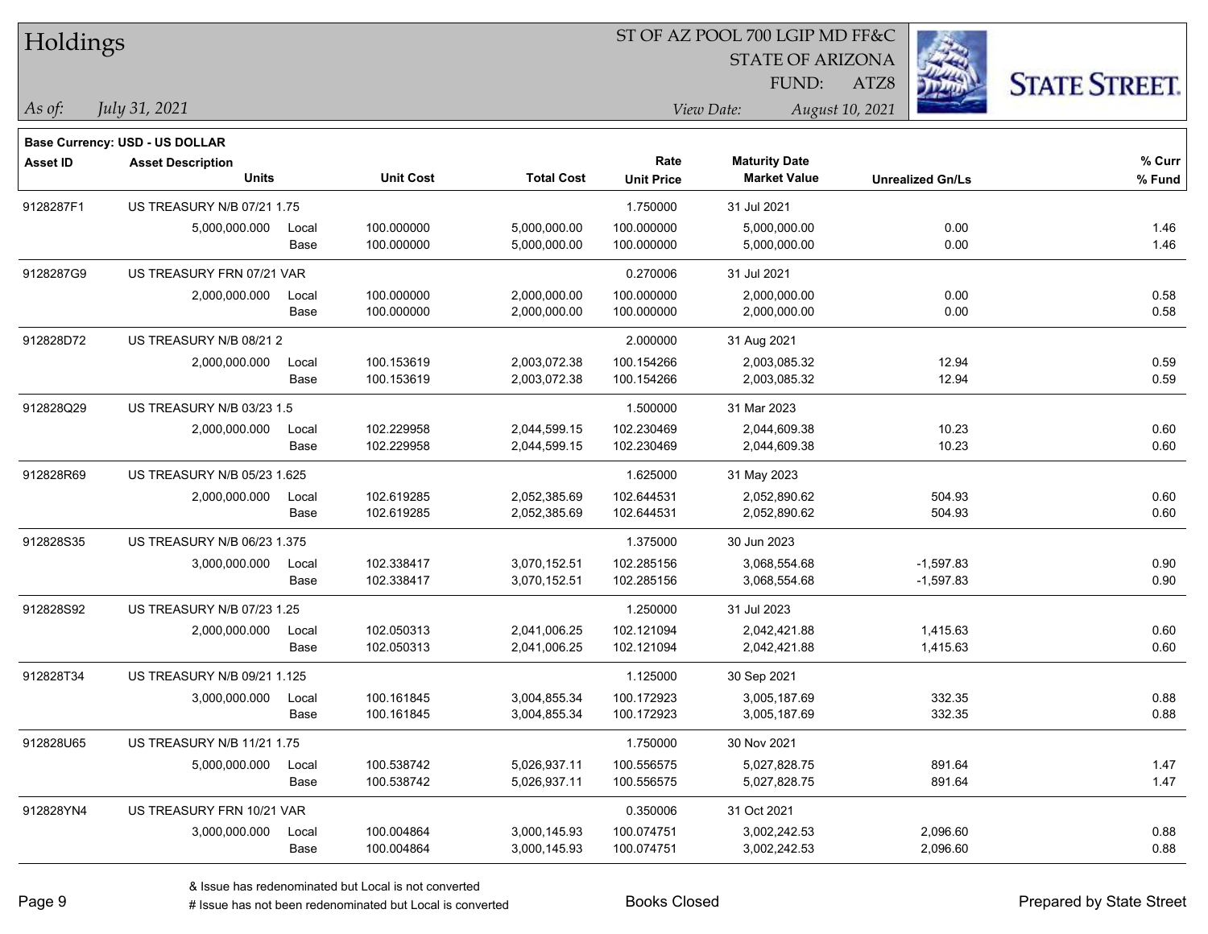# Holdings

ST OF AZ POOL 700 LGIP MD FF&C
STATE OF ARIZONA
FUND: ATZ8

*As of: July 31, 2021*

*View Date: August 10, 2021*

**Base Currency: USD - US DOLLAR**

| Asset ID | Asset Description / Units | | Unit Cost | Total Cost | Rate / Unit Price | Maturity Date / Market Value | Unrealized Gn/Ls | % Curr / % Fund |
|---|---|---|---|---|---|---|---|---|
| 9128287F1 | US TREASURY N/B 07/21 1.75 | | | | 1.750000 | 31 Jul 2021 | | |
| | 5,000,000.000 | Local | 100.000000 | 5,000,000.00 | 100.000000 | 5,000,000.00 | 0.00 | 1.46 |
| | | Base | 100.000000 | 5,000,000.00 | 100.000000 | 5,000,000.00 | 0.00 | 1.46 |
| 9128287G9 | US TREASURY FRN 07/21 VAR | | | | 0.270006 | 31 Jul 2021 | | |
| | 2,000,000.000 | Local | 100.000000 | 2,000,000.00 | 100.000000 | 2,000,000.00 | 0.00 | 0.58 |
| | | Base | 100.000000 | 2,000,000.00 | 100.000000 | 2,000,000.00 | 0.00 | 0.58 |
| 912828D72 | US TREASURY N/B 08/21 2 | | | | 2.000000 | 31 Aug 2021 | | |
| | 2,000,000.000 | Local | 100.153619 | 2,003,072.38 | 100.154266 | 2,003,085.32 | 12.94 | 0.59 |
| | | Base | 100.153619 | 2,003,072.38 | 100.154266 | 2,003,085.32 | 12.94 | 0.59 |
| 912828Q29 | US TREASURY N/B 03/23 1.5 | | | | 1.500000 | 31 Mar 2023 | | |
| | 2,000,000.000 | Local | 102.229958 | 2,044,599.15 | 102.230469 | 2,044,609.38 | 10.23 | 0.60 |
| | | Base | 102.229958 | 2,044,599.15 | 102.230469 | 2,044,609.38 | 10.23 | 0.60 |
| 912828R69 | US TREASURY N/B 05/23 1.625 | | | | 1.625000 | 31 May 2023 | | |
| | 2,000,000.000 | Local | 102.619285 | 2,052,385.69 | 102.644531 | 2,052,890.62 | 504.93 | 0.60 |
| | | Base | 102.619285 | 2,052,385.69 | 102.644531 | 2,052,890.62 | 504.93 | 0.60 |
| 912828S35 | US TREASURY N/B 06/23 1.375 | | | | 1.375000 | 30 Jun 2023 | | |
| | 3,000,000.000 | Local | 102.338417 | 3,070,152.51 | 102.285156 | 3,068,554.68 | -1,597.83 | 0.90 |
| | | Base | 102.338417 | 3,070,152.51 | 102.285156 | 3,068,554.68 | -1,597.83 | 0.90 |
| 912828S92 | US TREASURY N/B 07/23 1.25 | | | | 1.250000 | 31 Jul 2023 | | |
| | 2,000,000.000 | Local | 102.050313 | 2,041,006.25 | 102.121094 | 2,042,421.88 | 1,415.63 | 0.60 |
| | | Base | 102.050313 | 2,041,006.25 | 102.121094 | 2,042,421.88 | 1,415.63 | 0.60 |
| 912828T34 | US TREASURY N/B 09/21 1.125 | | | | 1.125000 | 30 Sep 2021 | | |
| | 3,000,000.000 | Local | 100.161845 | 3,004,855.34 | 100.172923 | 3,005,187.69 | 332.35 | 0.88 |
| | | Base | 100.161845 | 3,004,855.34 | 100.172923 | 3,005,187.69 | 332.35 | 0.88 |
| 912828U65 | US TREASURY N/B 11/21 1.75 | | | | 1.750000 | 30 Nov 2021 | | |
| | 5,000,000.000 | Local | 100.538742 | 5,026,937.11 | 100.556575 | 5,027,828.75 | 891.64 | 1.47 |
| | | Base | 100.538742 | 5,026,937.11 | 100.556575 | 5,027,828.75 | 891.64 | 1.47 |
| 912828YN4 | US TREASURY FRN 10/21 VAR | | | | 0.350006 | 31 Oct 2021 | | |
| | 3,000,000.000 | Local | 100.004864 | 3,000,145.93 | 100.074751 | 3,002,242.53 | 2,096.60 | 0.88 |
| | | Base | 100.004864 | 3,000,145.93 | 100.074751 | 3,002,242.53 | 2,096.60 | 0.88 |

& Issue has redenominated but Local is not converted
# Issue has not been redenominated but Local is converted

Books Closed

Prepared by State Street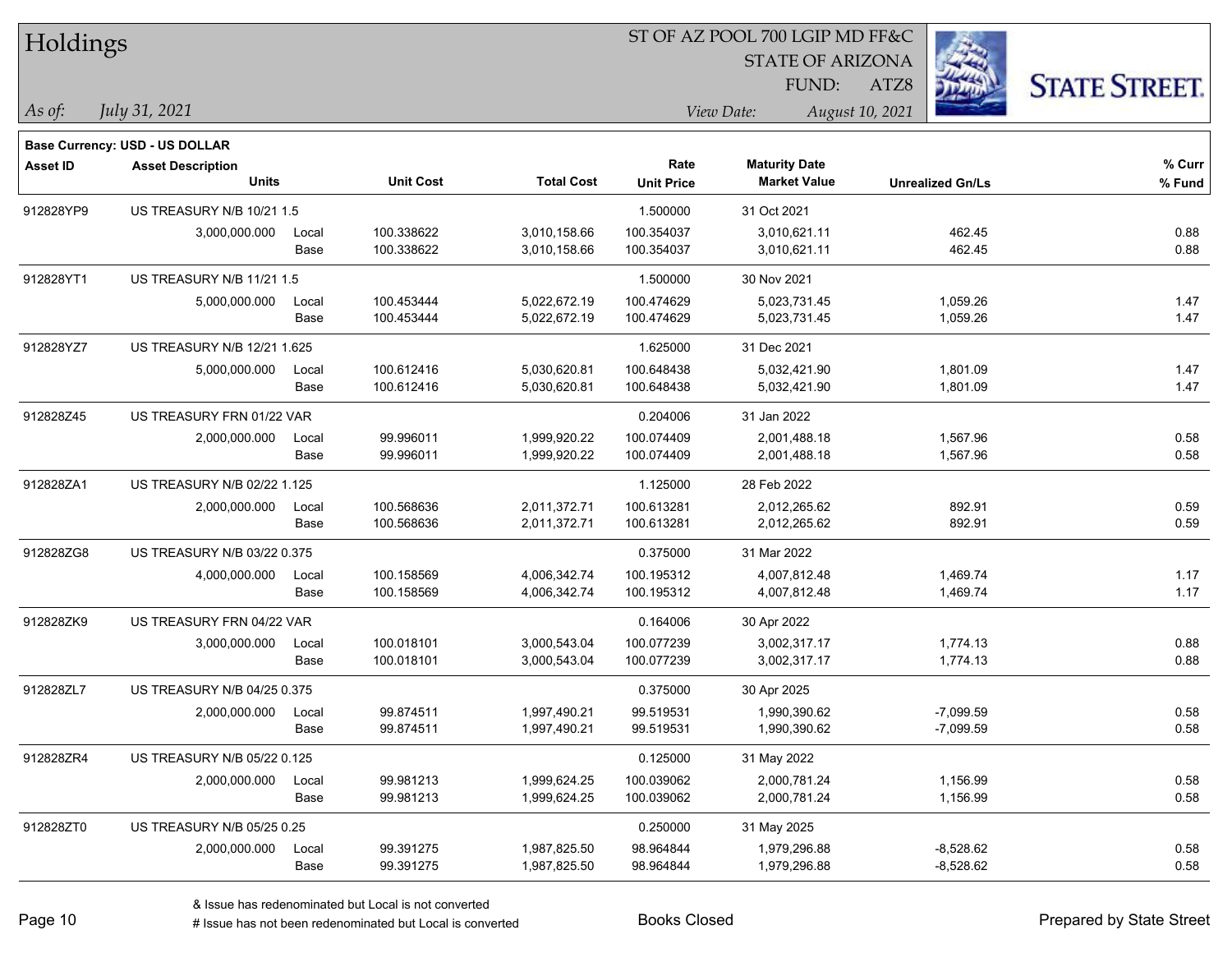# Holdings

ST OF AZ POOL 700 LGIP MD FF&C
STATE OF ARIZONA
FUND: ATZ8

*As of:* *July 31, 2021*

*View Date:* *August 10, 2021*

**Base Currency: USD - US DOLLAR**

| Asset ID | Asset Description / Units | | Unit Cost | Total Cost | Rate / Unit Price | Maturity Date / Market Value | Unrealized Gn/Ls | % Curr / % Fund |
|---|---|---|---|---|---|---|---|---|
| 912828YP9 | US TREASURY N/B 10/21 1.5 | | | | 1.500000 | 31 Oct 2021 | | |
| | 3,000,000.000 | Local | 100.338622 | 3,010,158.66 | 100.354037 | 3,010,621.11 | 462.45 | 0.88 |
| | | Base | 100.338622 | 3,010,158.66 | 100.354037 | 3,010,621.11 | 462.45 | 0.88 |
| 912828YT1 | US TREASURY N/B 11/21 1.5 | | | | 1.500000 | 30 Nov 2021 | | |
| | 5,000,000.000 | Local | 100.453444 | 5,022,672.19 | 100.474629 | 5,023,731.45 | 1,059.26 | 1.47 |
| | | Base | 100.453444 | 5,022,672.19 | 100.474629 | 5,023,731.45 | 1,059.26 | 1.47 |
| 912828YZ7 | US TREASURY N/B 12/21 1.625 | | | | 1.625000 | 31 Dec 2021 | | |
| | 5,000,000.000 | Local | 100.612416 | 5,030,620.81 | 100.648438 | 5,032,421.90 | 1,801.09 | 1.47 |
| | | Base | 100.612416 | 5,030,620.81 | 100.648438 | 5,032,421.90 | 1,801.09 | 1.47 |
| 912828Z45 | US TREASURY FRN 01/22 VAR | | | | 0.204006 | 31 Jan 2022 | | |
| | 2,000,000.000 | Local | 99.996011 | 1,999,920.22 | 100.074409 | 2,001,488.18 | 1,567.96 | 0.58 |
| | | Base | 99.996011 | 1,999,920.22 | 100.074409 | 2,001,488.18 | 1,567.96 | 0.58 |
| 912828ZA1 | US TREASURY N/B 02/22 1.125 | | | | 1.125000 | 28 Feb 2022 | | |
| | 2,000,000.000 | Local | 100.568636 | 2,011,372.71 | 100.613281 | 2,012,265.62 | 892.91 | 0.59 |
| | | Base | 100.568636 | 2,011,372.71 | 100.613281 | 2,012,265.62 | 892.91 | 0.59 |
| 912828ZG8 | US TREASURY N/B 03/22 0.375 | | | | 0.375000 | 31 Mar 2022 | | |
| | 4,000,000.000 | Local | 100.158569 | 4,006,342.74 | 100.195312 | 4,007,812.48 | 1,469.74 | 1.17 |
| | | Base | 100.158569 | 4,006,342.74 | 100.195312 | 4,007,812.48 | 1,469.74 | 1.17 |
| 912828ZK9 | US TREASURY FRN 04/22 VAR | | | | 0.164006 | 30 Apr 2022 | | |
| | 3,000,000.000 | Local | 100.018101 | 3,000,543.04 | 100.077239 | 3,002,317.17 | 1,774.13 | 0.88 |
| | | Base | 100.018101 | 3,000,543.04 | 100.077239 | 3,002,317.17 | 1,774.13 | 0.88 |
| 912828ZL7 | US TREASURY N/B 04/25 0.375 | | | | 0.375000 | 30 Apr 2025 | | |
| | 2,000,000.000 | Local | 99.874511 | 1,997,490.21 | 99.519531 | 1,990,390.62 | -7,099.59 | 0.58 |
| | | Base | 99.874511 | 1,997,490.21 | 99.519531 | 1,990,390.62 | -7,099.59 | 0.58 |
| 912828ZR4 | US TREASURY N/B 05/22 0.125 | | | | 0.125000 | 31 May 2022 | | |
| | 2,000,000.000 | Local | 99.981213 | 1,999,624.25 | 100.039062 | 2,000,781.24 | 1,156.99 | 0.58 |
| | | Base | 99.981213 | 1,999,624.25 | 100.039062 | 2,000,781.24 | 1,156.99 | 0.58 |
| 912828ZT0 | US TREASURY N/B 05/25 0.25 | | | | 0.250000 | 31 May 2025 | | |
| | 2,000,000.000 | Local | 99.391275 | 1,987,825.50 | 98.964844 | 1,979,296.88 | -8,528.62 | 0.58 |
| | | Base | 99.391275 | 1,987,825.50 | 98.964844 | 1,979,296.88 | -8,528.62 | 0.58 |

& Issue has redenominated but Local is not converted
# Issue has not been redenominated but Local is converted

Books Closed

Prepared by State Street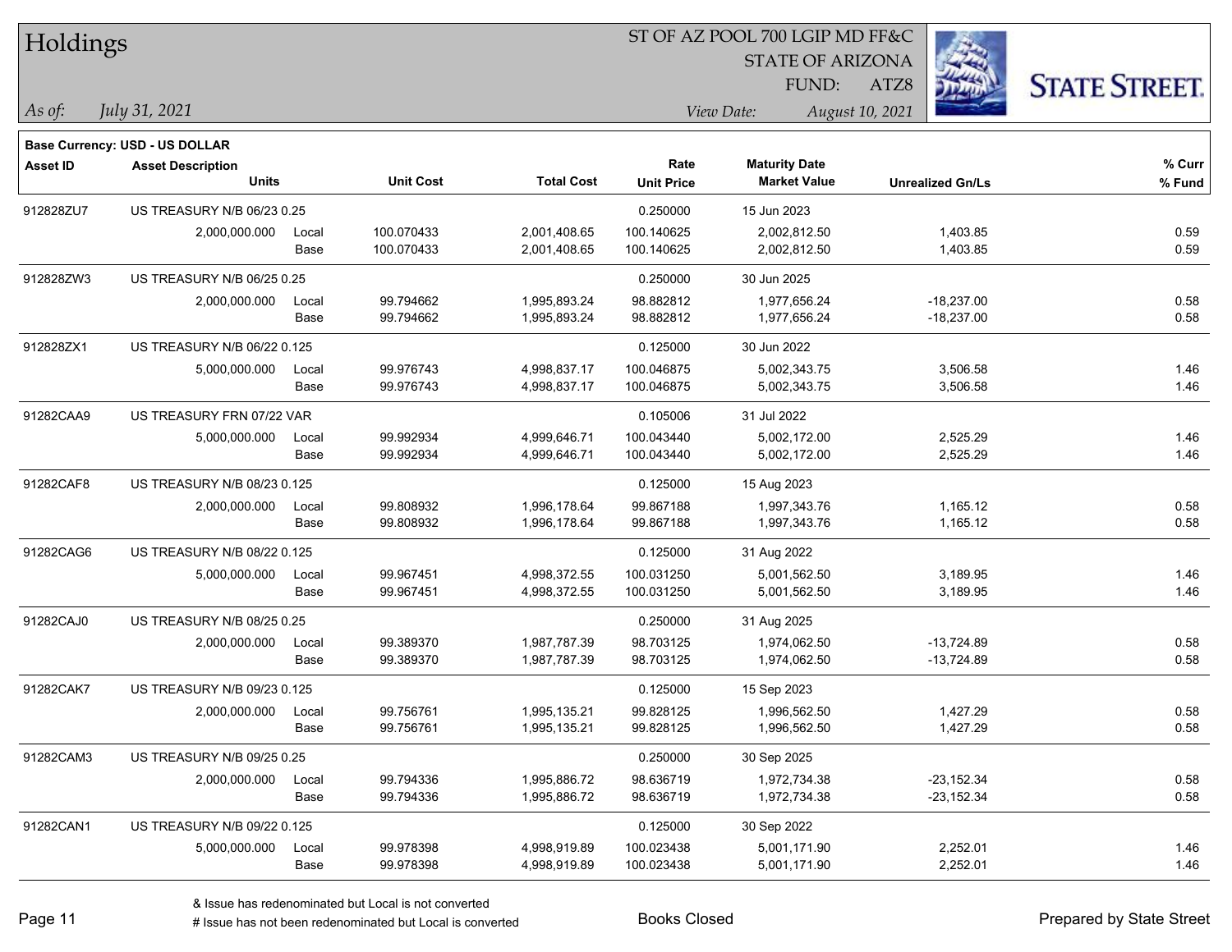# Holdings

ST OF AZ POOL 700 LGIP MD FF&C
STATE OF ARIZONA
FUND: ATZ8

*As of:* *July 31, 2021*

*View Date:* *August 10, 2021*

**Base Currency: USD - US DOLLAR**

| Asset ID | Asset Description / Units | | Unit Cost | Total Cost | Rate / Unit Price | Maturity Date / Market Value | Unrealized Gn/Ls | % Curr / % Fund |
|---|---|---|---|---|---|---|---|---|
| 912828ZU7 | US TREASURY N/B 06/23 0.25 | | | | 0.250000 | 15 Jun 2023 | | |
| | 2,000,000.000 | Local | 100.070433 | 2,001,408.65 | 100.140625 | 2,002,812.50 | 1,403.85 | 0.59 |
| | | Base | 100.070433 | 2,001,408.65 | 100.140625 | 2,002,812.50 | 1,403.85 | 0.59 |
| 912828ZW3 | US TREASURY N/B 06/25 0.25 | | | | 0.250000 | 30 Jun 2025 | | |
| | 2,000,000.000 | Local | 99.794662 | 1,995,893.24 | 98.882812 | 1,977,656.24 | -18,237.00 | 0.58 |
| | | Base | 99.794662 | 1,995,893.24 | 98.882812 | 1,977,656.24 | -18,237.00 | 0.58 |
| 912828ZX1 | US TREASURY N/B 06/22 0.125 | | | | 0.125000 | 30 Jun 2022 | | |
| | 5,000,000.000 | Local | 99.976743 | 4,998,837.17 | 100.046875 | 5,002,343.75 | 3,506.58 | 1.46 |
| | | Base | 99.976743 | 4,998,837.17 | 100.046875 | 5,002,343.75 | 3,506.58 | 1.46 |
| 91282CAA9 | US TREASURY FRN 07/22 VAR | | | | 0.105006 | 31 Jul 2022 | | |
| | 5,000,000.000 | Local | 99.992934 | 4,999,646.71 | 100.043440 | 5,002,172.00 | 2,525.29 | 1.46 |
| | | Base | 99.992934 | 4,999,646.71 | 100.043440 | 5,002,172.00 | 2,525.29 | 1.46 |
| 91282CAF8 | US TREASURY N/B 08/23 0.125 | | | | 0.125000 | 15 Aug 2023 | | |
| | 2,000,000.000 | Local | 99.808932 | 1,996,178.64 | 99.867188 | 1,997,343.76 | 1,165.12 | 0.58 |
| | | Base | 99.808932 | 1,996,178.64 | 99.867188 | 1,997,343.76 | 1,165.12 | 0.58 |
| 91282CAG6 | US TREASURY N/B 08/22 0.125 | | | | 0.125000 | 31 Aug 2022 | | |
| | 5,000,000.000 | Local | 99.967451 | 4,998,372.55 | 100.031250 | 5,001,562.50 | 3,189.95 | 1.46 |
| | | Base | 99.967451 | 4,998,372.55 | 100.031250 | 5,001,562.50 | 3,189.95 | 1.46 |
| 91282CAJ0 | US TREASURY N/B 08/25 0.25 | | | | 0.250000 | 31 Aug 2025 | | |
| | 2,000,000.000 | Local | 99.389370 | 1,987,787.39 | 98.703125 | 1,974,062.50 | -13,724.89 | 0.58 |
| | | Base | 99.389370 | 1,987,787.39 | 98.703125 | 1,974,062.50 | -13,724.89 | 0.58 |
| 91282CAK7 | US TREASURY N/B 09/23 0.125 | | | | 0.125000 | 15 Sep 2023 | | |
| | 2,000,000.000 | Local | 99.756761 | 1,995,135.21 | 99.828125 | 1,996,562.50 | 1,427.29 | 0.58 |
| | | Base | 99.756761 | 1,995,135.21 | 99.828125 | 1,996,562.50 | 1,427.29 | 0.58 |
| 91282CAM3 | US TREASURY N/B 09/25 0.25 | | | | 0.250000 | 30 Sep 2025 | | |
| | 2,000,000.000 | Local | 99.794336 | 1,995,886.72 | 98.636719 | 1,972,734.38 | -23,152.34 | 0.58 |
| | | Base | 99.794336 | 1,995,886.72 | 98.636719 | 1,972,734.38 | -23,152.34 | 0.58 |
| 91282CAN1 | US TREASURY N/B 09/22 0.125 | | | | 0.125000 | 30 Sep 2022 | | |
| | 5,000,000.000 | Local | 99.978398 | 4,998,919.89 | 100.023438 | 5,001,171.90 | 2,252.01 | 1.46 |
| | | Base | 99.978398 | 4,998,919.89 | 100.023438 | 5,001,171.90 | 2,252.01 | 1.46 |

& Issue has redenominated but Local is not converted
# Issue has not been redenominated but Local is converted

Books Closed

Prepared by State Street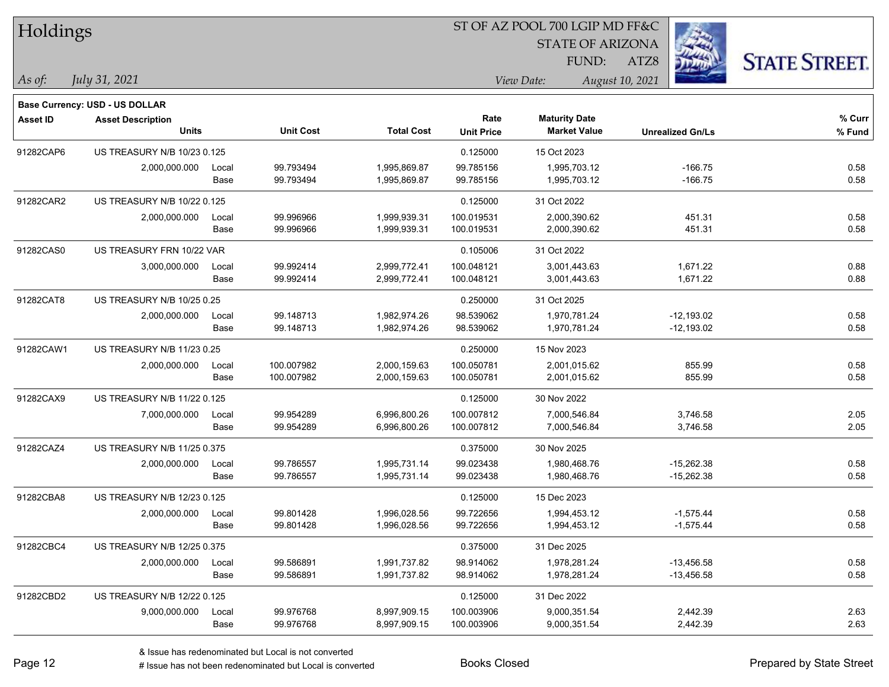# Holdings

ST OF AZ POOL 700 LGIP MD FF&C
STATE OF ARIZONA
FUND: ATZ8

*As of: July 31, 2021*

*View Date: August 10, 2021*

**Base Currency: USD - US DOLLAR**

| Asset ID | Asset Description / Units | | Unit Cost | Total Cost | Rate / Unit Price | Maturity Date / Market Value | Unrealized Gn/Ls | % Curr / % Fund |
|---|---|---|---|---|---|---|---|---|
| 91282CAP6 | US TREASURY N/B 10/23 0.125 | | | | 0.125000 | 15 Oct 2023 | | |
| | 2,000,000.000 | Local | 99.793494 | 1,995,869.87 | 99.785156 | 1,995,703.12 | -166.75 | 0.58 |
| | | Base | 99.793494 | 1,995,869.87 | 99.785156 | 1,995,703.12 | -166.75 | 0.58 |
| 91282CAR2 | US TREASURY N/B 10/22 0.125 | | | | 0.125000 | 31 Oct 2022 | | |
| | 2,000,000.000 | Local | 99.996966 | 1,999,939.31 | 100.019531 | 2,000,390.62 | 451.31 | 0.58 |
| | | Base | 99.996966 | 1,999,939.31 | 100.019531 | 2,000,390.62 | 451.31 | 0.58 |
| 91282CAS0 | US TREASURY FRN 10/22 VAR | | | | 0.105006 | 31 Oct 2022 | | |
| | 3,000,000.000 | Local | 99.992414 | 2,999,772.41 | 100.048121 | 3,001,443.63 | 1,671.22 | 0.88 |
| | | Base | 99.992414 | 2,999,772.41 | 100.048121 | 3,001,443.63 | 1,671.22 | 0.88 |
| 91282CAT8 | US TREASURY N/B 10/25 0.25 | | | | 0.250000 | 31 Oct 2025 | | |
| | 2,000,000.000 | Local | 99.148713 | 1,982,974.26 | 98.539062 | 1,970,781.24 | -12,193.02 | 0.58 |
| | | Base | 99.148713 | 1,982,974.26 | 98.539062 | 1,970,781.24 | -12,193.02 | 0.58 |
| 91282CAW1 | US TREASURY N/B 11/23 0.25 | | | | 0.250000 | 15 Nov 2023 | | |
| | 2,000,000.000 | Local | 100.007982 | 2,000,159.63 | 100.050781 | 2,001,015.62 | 855.99 | 0.58 |
| | | Base | 100.007982 | 2,000,159.63 | 100.050781 | 2,001,015.62 | 855.99 | 0.58 |
| 91282CAX9 | US TREASURY N/B 11/22 0.125 | | | | 0.125000 | 30 Nov 2022 | | |
| | 7,000,000.000 | Local | 99.954289 | 6,996,800.26 | 100.007812 | 7,000,546.84 | 3,746.58 | 2.05 |
| | | Base | 99.954289 | 6,996,800.26 | 100.007812 | 7,000,546.84 | 3,746.58 | 2.05 |
| 91282CAZ4 | US TREASURY N/B 11/25 0.375 | | | | 0.375000 | 30 Nov 2025 | | |
| | 2,000,000.000 | Local | 99.786557 | 1,995,731.14 | 99.023438 | 1,980,468.76 | -15,262.38 | 0.58 |
| | | Base | 99.786557 | 1,995,731.14 | 99.023438 | 1,980,468.76 | -15,262.38 | 0.58 |
| 91282CBA8 | US TREASURY N/B 12/23 0.125 | | | | 0.125000 | 15 Dec 2023 | | |
| | 2,000,000.000 | Local | 99.801428 | 1,996,028.56 | 99.722656 | 1,994,453.12 | -1,575.44 | 0.58 |
| | | Base | 99.801428 | 1,996,028.56 | 99.722656 | 1,994,453.12 | -1,575.44 | 0.58 |
| 91282CBC4 | US TREASURY N/B 12/25 0.375 | | | | 0.375000 | 31 Dec 2025 | | |
| | 2,000,000.000 | Local | 99.586891 | 1,991,737.82 | 98.914062 | 1,978,281.24 | -13,456.58 | 0.58 |
| | | Base | 99.586891 | 1,991,737.82 | 98.914062 | 1,978,281.24 | -13,456.58 | 0.58 |
| 91282CBD2 | US TREASURY N/B 12/22 0.125 | | | | 0.125000 | 31 Dec 2022 | | |
| | 9,000,000.000 | Local | 99.976768 | 8,997,909.15 | 100.003906 | 9,000,351.54 | 2,442.39 | 2.63 |
| | | Base | 99.976768 | 8,997,909.15 | 100.003906 | 9,000,351.54 | 2,442.39 | 2.63 |

& Issue has redenominated but Local is not converted

# Issue has not been redenominated but Local is converted

Books Closed

Prepared by State Street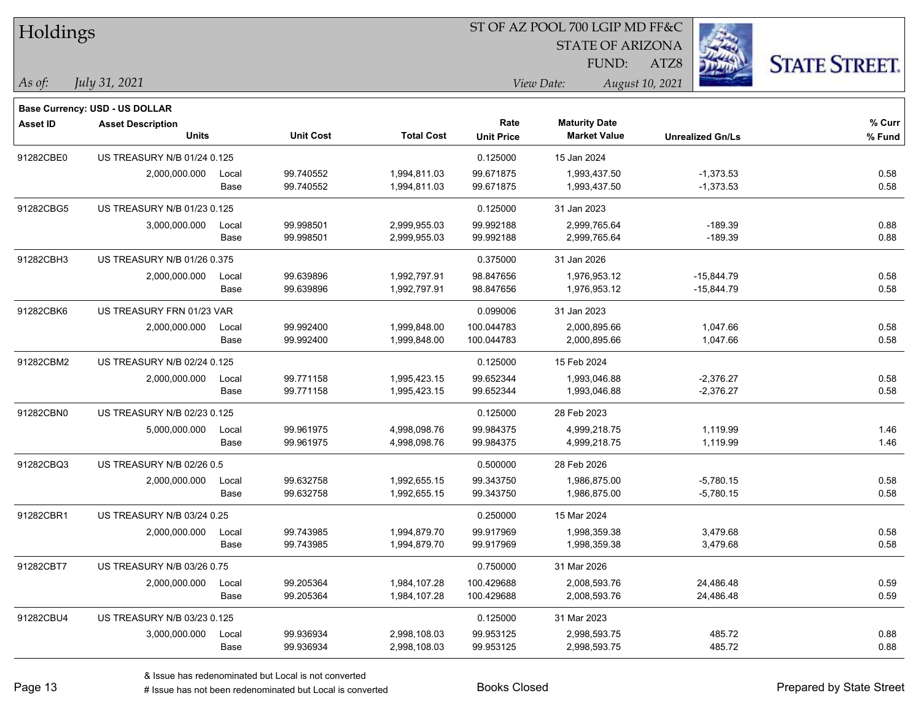# Holdings

ST OF AZ POOL 700 LGIP MD FF&C
STATE OF ARIZONA
FUND: ATZ8

*As of: July 31, 2021*

*View Date: August 10, 2021*

**Base Currency: USD - US DOLLAR**

| Asset ID | Asset Description / Units | | Unit Cost | Total Cost | Rate / Unit Price | Maturity Date / Market Value | Unrealized Gn/Ls | % Curr / % Fund |
|---|---|---|---|---|---|---|---|---|
| 91282CBE0 | US TREASURY N/B 01/24 0.125 | | | | 0.125000 | 15 Jan 2024 | | |
| | 2,000,000.000 | Local | 99.740552 | 1,994,811.03 | 99.671875 | 1,993,437.50 | -1,373.53 | 0.58 |
| | | Base | 99.740552 | 1,994,811.03 | 99.671875 | 1,993,437.50 | -1,373.53 | 0.58 |
| 91282CBG5 | US TREASURY N/B 01/23 0.125 | | | | 0.125000 | 31 Jan 2023 | | |
| | 3,000,000.000 | Local | 99.998501 | 2,999,955.03 | 99.992188 | 2,999,765.64 | -189.39 | 0.88 |
| | | Base | 99.998501 | 2,999,955.03 | 99.992188 | 2,999,765.64 | -189.39 | 0.88 |
| 91282CBH3 | US TREASURY N/B 01/26 0.375 | | | | 0.375000 | 31 Jan 2026 | | |
| | 2,000,000.000 | Local | 99.639896 | 1,992,797.91 | 98.847656 | 1,976,953.12 | -15,844.79 | 0.58 |
| | | Base | 99.639896 | 1,992,797.91 | 98.847656 | 1,976,953.12 | -15,844.79 | 0.58 |
| 91282CBK6 | US TREASURY FRN 01/23 VAR | | | | 0.099006 | 31 Jan 2023 | | |
| | 2,000,000.000 | Local | 99.992400 | 1,999,848.00 | 100.044783 | 2,000,895.66 | 1,047.66 | 0.58 |
| | | Base | 99.992400 | 1,999,848.00 | 100.044783 | 2,000,895.66 | 1,047.66 | 0.58 |
| 91282CBM2 | US TREASURY N/B 02/24 0.125 | | | | 0.125000 | 15 Feb 2024 | | |
| | 2,000,000.000 | Local | 99.771158 | 1,995,423.15 | 99.652344 | 1,993,046.88 | -2,376.27 | 0.58 |
| | | Base | 99.771158 | 1,995,423.15 | 99.652344 | 1,993,046.88 | -2,376.27 | 0.58 |
| 91282CBN0 | US TREASURY N/B 02/23 0.125 | | | | 0.125000 | 28 Feb 2023 | | |
| | 5,000,000.000 | Local | 99.961975 | 4,998,098.76 | 99.984375 | 4,999,218.75 | 1,119.99 | 1.46 |
| | | Base | 99.961975 | 4,998,098.76 | 99.984375 | 4,999,218.75 | 1,119.99 | 1.46 |
| 91282CBQ3 | US TREASURY N/B 02/26 0.5 | | | | 0.500000 | 28 Feb 2026 | | |
| | 2,000,000.000 | Local | 99.632758 | 1,992,655.15 | 99.343750 | 1,986,875.00 | -5,780.15 | 0.58 |
| | | Base | 99.632758 | 1,992,655.15 | 99.343750 | 1,986,875.00 | -5,780.15 | 0.58 |
| 91282CBR1 | US TREASURY N/B 03/24 0.25 | | | | 0.250000 | 15 Mar 2024 | | |
| | 2,000,000.000 | Local | 99.743985 | 1,994,879.70 | 99.917969 | 1,998,359.38 | 3,479.68 | 0.58 |
| | | Base | 99.743985 | 1,994,879.70 | 99.917969 | 1,998,359.38 | 3,479.68 | 0.58 |
| 91282CBT7 | US TREASURY N/B 03/26 0.75 | | | | 0.750000 | 31 Mar 2026 | | |
| | 2,000,000.000 | Local | 99.205364 | 1,984,107.28 | 100.429688 | 2,008,593.76 | 24,486.48 | 0.59 |
| | | Base | 99.205364 | 1,984,107.28 | 100.429688 | 2,008,593.76 | 24,486.48 | 0.59 |
| 91282CBU4 | US TREASURY N/B 03/23 0.125 | | | | 0.125000 | 31 Mar 2023 | | |
| | 3,000,000.000 | Local | 99.936934 | 2,998,108.03 | 99.953125 | 2,998,593.75 | 485.72 | 0.88 |
| | | Base | 99.936934 | 2,998,108.03 | 99.953125 | 2,998,593.75 | 485.72 | 0.88 |

& Issue has redenominated but Local is not converted
# Issue has not been redenominated but Local is converted

Books Closed

Prepared by State Street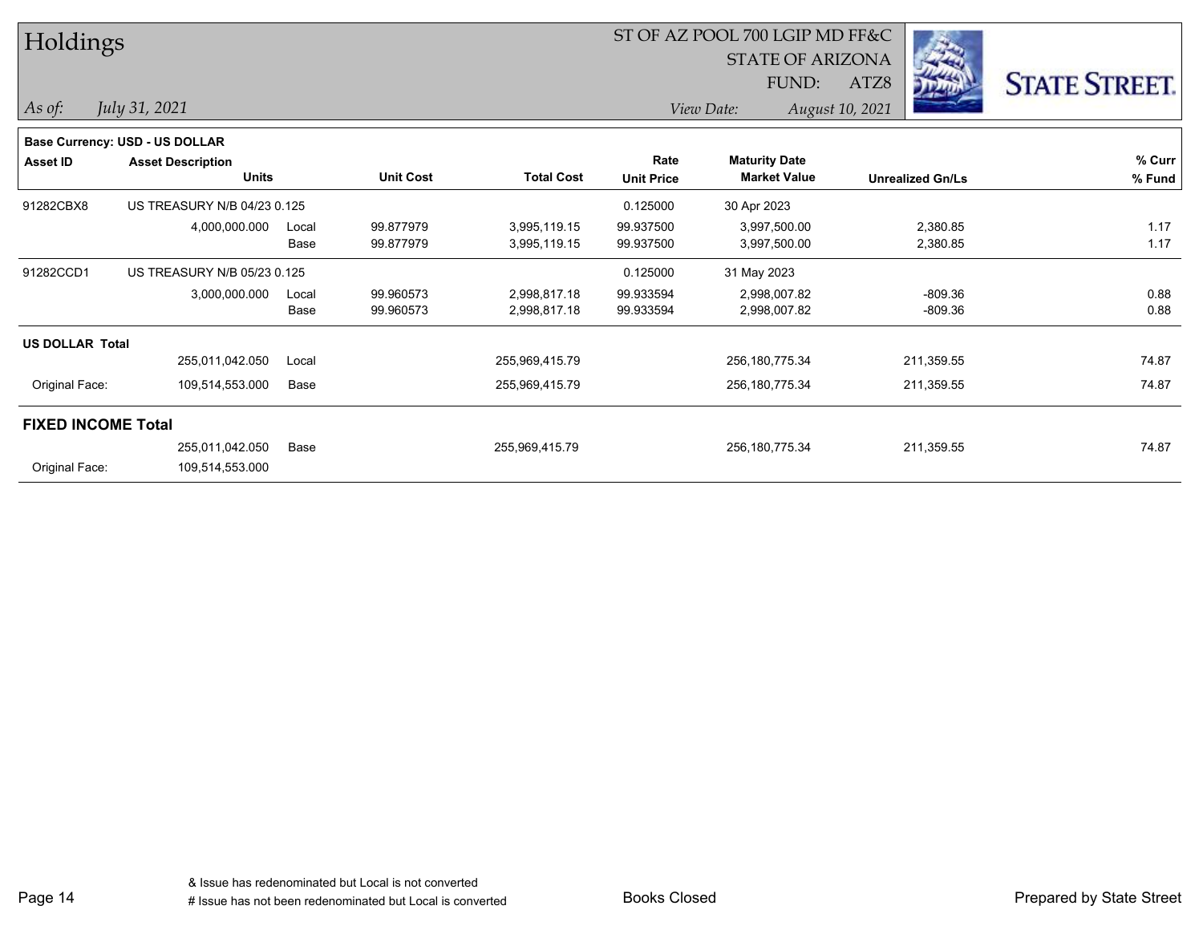# Holdings

ST OF AZ POOL 700 LGIP MD FF&C
STATE OF ARIZONA
FUND: ATZ8

*As of:* *July 31, 2021*

*View Date:* *August 10, 2021*

STATE STREET.

**Base Currency: USD - US DOLLAR**

| Asset ID | Asset Description / Units | | Unit Cost | Total Cost | Rate / Unit Price | Maturity Date / Market Value | Unrealized Gn/Ls | % Curr / % Fund |
|---|---|---|---|---|---|---|---|---|
| 91282CBX8 | US TREASURY N/B 04/23 0.125 | | | | 0.125000 | 30 Apr 2023 | | |
| | 4,000,000.000 | Local | 99.877979 | 3,995,119.15 | 99.937500 | 3,997,500.00 | 2,380.85 | 1.17 |
| | | Base | 99.877979 | 3,995,119.15 | 99.937500 | 3,997,500.00 | 2,380.85 | 1.17 |
| 91282CCD1 | US TREASURY N/B 05/23 0.125 | | | | 0.125000 | 31 May 2023 | | |
| | 3,000,000.000 | Local | 99.960573 | 2,998,817.18 | 99.933594 | 2,998,007.82 | -809.36 | 0.88 |
| | | Base | 99.960573 | 2,998,817.18 | 99.933594 | 2,998,007.82 | -809.36 | 0.88 |
| **US DOLLAR Total** | | | | | | | | |
| | 255,011,042.050 | Local | | 255,969,415.79 | | 256,180,775.34 | 211,359.55 | 74.87 |
| Original Face: | 109,514,553.000 | Base | | 255,969,415.79 | | 256,180,775.34 | 211,359.55 | 74.87 |
| **FIXED INCOME Total** | | | | | | | | |
| | 255,011,042.050 | Base | | 255,969,415.79 | | 256,180,775.34 | 211,359.55 | 74.87 |
| Original Face: | 109,514,553.000 | | | | | | | |

& Issue has redenominated but Local is not converted
# Issue has not been redenominated but Local is converted

Books Closed

Prepared by State Street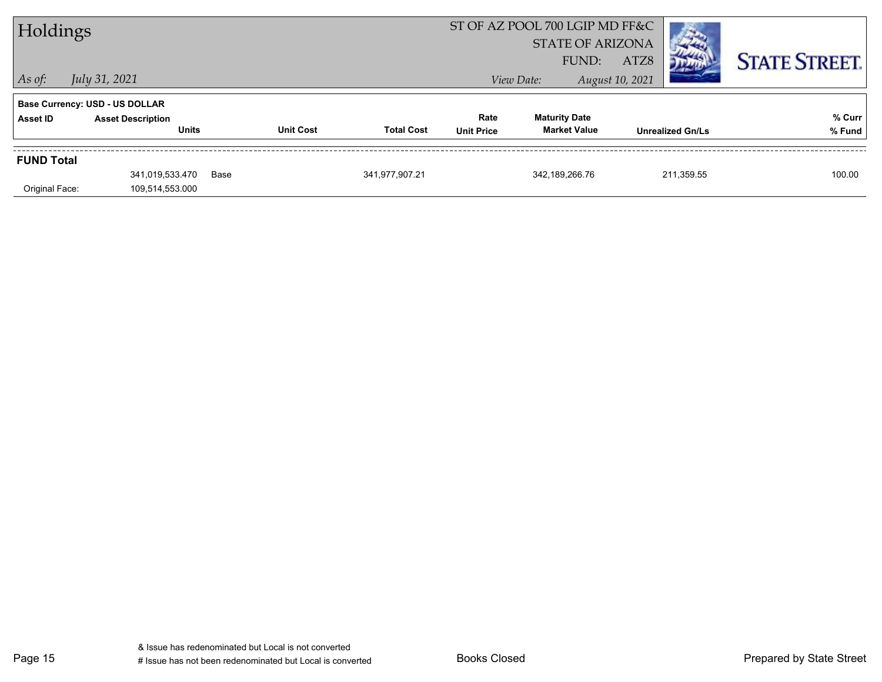# Holdings

ST OF AZ POOL 700 LGIP MD FF&C
STATE OF ARIZONA
FUND: ATZ8

*As of:* *July 31, 2021*

*View Date:* *August 10, 2021*

**STATE STREET.**

**Base Currency: USD - US DOLLAR**

| Asset ID | Asset Description / Units | Unit Cost | Total Cost | Rate / Unit Price | Maturity Date / Market Value | Unrealized Gn/Ls | % Curr / % Fund |
|---|---|---|---|---|---|---|---|
| **FUND Total** | | | | | | | |
| | 341,019,533.470 | Base | 341,977,907.21 | | 342,189,266.76 | 211,359.55 | 100.00 |
| Original Face: | 109,514,553.000 | | | | | | |

& Issue has redenominated but Local is not converted
# Issue has not been redenominated but Local is converted

Books Closed

Prepared by State Street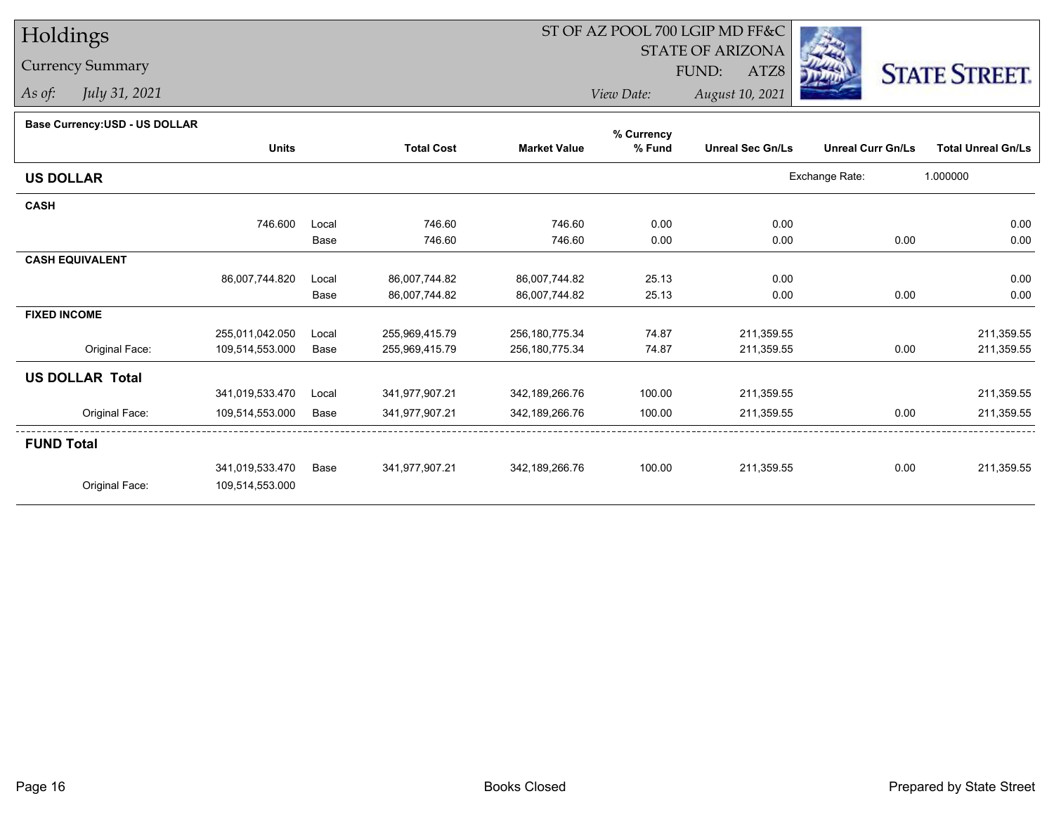# Holdings

Currency Summary

*As of: July 31, 2021*

ST OF AZ POOL 700 LGIP MD FF&C
STATE OF ARIZONA
FUND: ATZ8

*View Date: August 10, 2021*

**Base Currency:USD - US DOLLAR**

| | Units | | Total Cost | Market Value | % Currency % Fund | Unreal Sec Gn/Ls | Unreal Curr Gn/Ls | Total Unreal Gn/Ls |
|---|---|---|---|---|---|---|---|---|
| **US DOLLAR** | | | | | | Exchange Rate: | 1.000000 | |
| **CASH** | | | | | | | | |
| | 746.600 | Local | 746.60 | 746.60 | 0.00 | 0.00 | | 0.00 |
| | | Base | 746.60 | 746.60 | 0.00 | 0.00 | 0.00 | 0.00 |
| **CASH EQUIVALENT** | | | | | | | | |
| | 86,007,744.820 | Local | 86,007,744.82 | 86,007,744.82 | 25.13 | 0.00 | | 0.00 |
| | | Base | 86,007,744.82 | 86,007,744.82 | 25.13 | 0.00 | 0.00 | 0.00 |
| **FIXED INCOME** | | | | | | | | |
| | 255,011,042.050 | Local | 255,969,415.79 | 256,180,775.34 | 74.87 | 211,359.55 | | 211,359.55 |
| Original Face: | 109,514,553.000 | Base | 255,969,415.79 | 256,180,775.34 | 74.87 | 211,359.55 | 0.00 | 211,359.55 |
| **US DOLLAR Total** | | | | | | | | |
| | 341,019,533.470 | Local | 341,977,907.21 | 342,189,266.76 | 100.00 | 211,359.55 | | 211,359.55 |
| Original Face: | 109,514,553.000 | Base | 341,977,907.21 | 342,189,266.76 | 100.00 | 211,359.55 | 0.00 | 211,359.55 |
| **FUND Total** | | | | | | | | |
| | 341,019,533.470 | Base | 341,977,907.21 | 342,189,266.76 | 100.00 | 211,359.55 | 0.00 | 211,359.55 |
| Original Face: | 109,514,553.000 | | | | | | | |

Books Closed

Prepared by State Street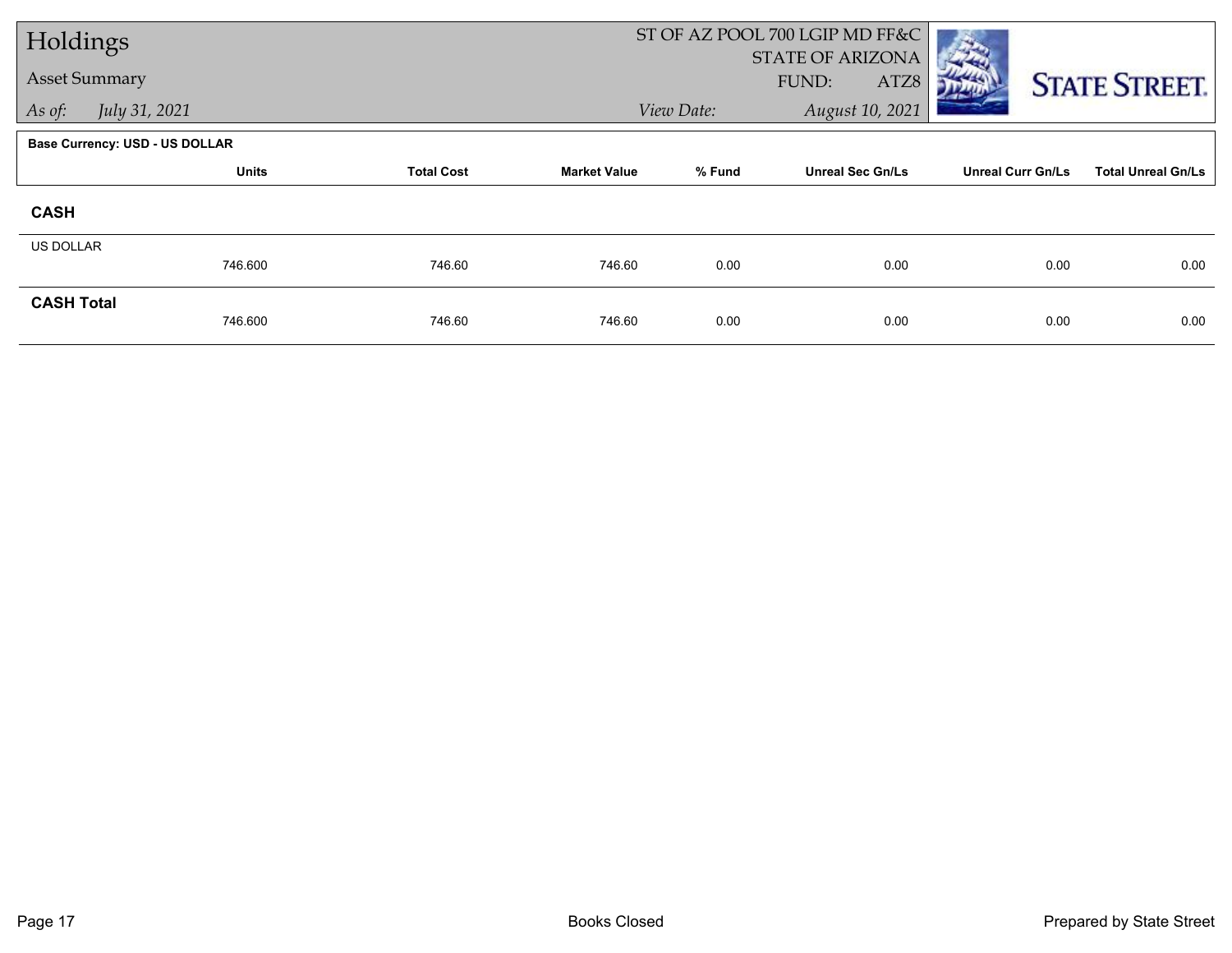# Holdings

## Asset Summary

*As of:* *July 31, 2021*

ST OF AZ POOL 700 LGIP MD FF&C
STATE OF ARIZONA
FUND: ATZ8

*View Date:* *August 10, 2021*

**Base Currency: USD - US DOLLAR**

| | Units | Total Cost | Market Value | % Fund | Unreal Sec Gn/Ls | Unreal Curr Gn/Ls | Total Unreal Gn/Ls |
|---|---|---|---|---|---|---|---|
| **CASH** | | | | | | | |
| US DOLLAR | | | | | | | |
| | 746.600 | 746.60 | 746.60 | 0.00 | 0.00 | 0.00 | 0.00 |
| **CASH Total** | | | | | | | |
| | 746.600 | 746.60 | 746.60 | 0.00 | 0.00 | 0.00 | 0.00 |

Books Closed

Prepared by State Street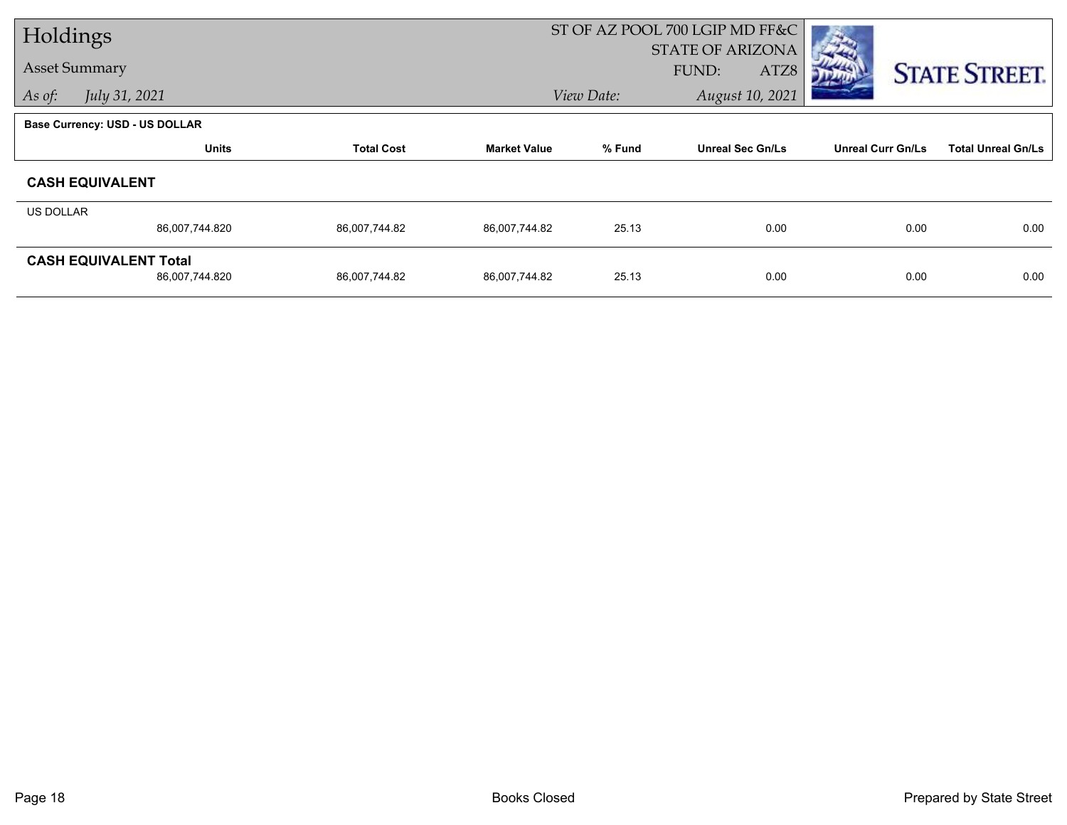# Holdings

Asset Summary

*As of:* *July 31, 2021*

ST OF AZ POOL 700 LGIP MD FF&C
STATE OF ARIZONA
FUND: ATZ8

*View Date:* *August 10, 2021*

STATE STREET.

**Base Currency: USD - US DOLLAR**

| | Units | Total Cost | Market Value | % Fund | Unreal Sec Gn/Ls | Unreal Curr Gn/Ls | Total Unreal Gn/Ls |
|---|---|---|---|---|---|---|---|
| **CASH EQUIVALENT** | | | | | | | |
| US DOLLAR | 86,007,744.820 | 86,007,744.82 | 86,007,744.82 | 25.13 | 0.00 | 0.00 | 0.00 |
| **CASH EQUIVALENT Total** | 86,007,744.820 | 86,007,744.82 | 86,007,744.82 | 25.13 | 0.00 | 0.00 | 0.00 |

Books Closed

Prepared by State Street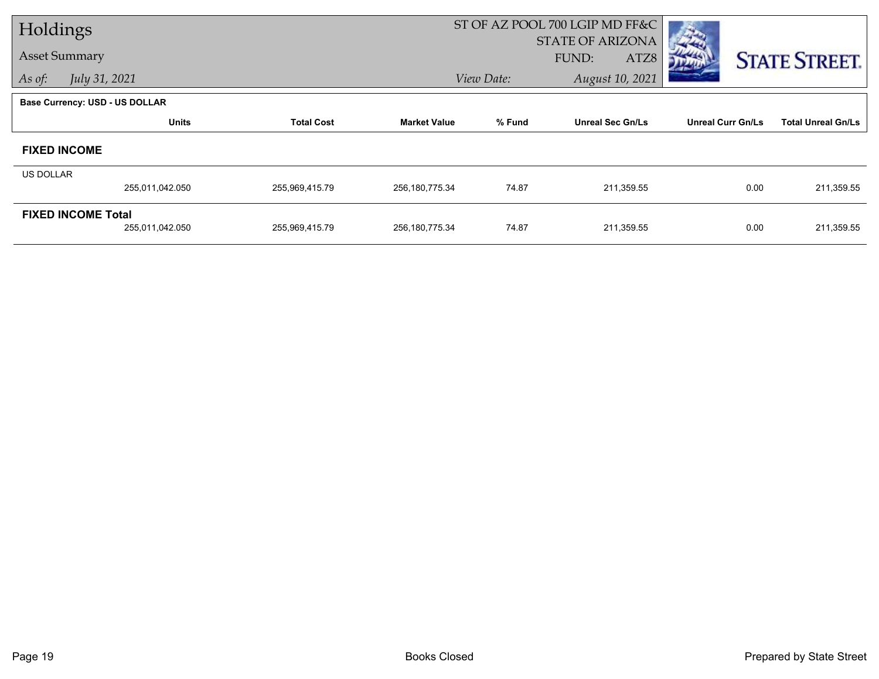# Holdings

Asset Summary

*As of:* *July 31, 2021*

ST OF AZ POOL 700 LGIP MD FF&C
STATE OF ARIZONA
FUND: ATZ8

*View Date:* *August 10, 2021*

**Base Currency: USD - US DOLLAR**

| | Units | Total Cost | Market Value | % Fund | Unreal Sec Gn/Ls | Unreal Curr Gn/Ls | Total Unreal Gn/Ls |
|---|---|---|---|---|---|---|---|
| **FIXED INCOME** | | | | | | | |
| US DOLLAR | 255,011,042.050 | 255,969,415.79 | 256,180,775.34 | 74.87 | 211,359.55 | 0.00 | 211,359.55 |
| **FIXED INCOME Total** | 255,011,042.050 | 255,969,415.79 | 256,180,775.34 | 74.87 | 211,359.55 | 0.00 | 211,359.55 |

Books Closed

Prepared by State Street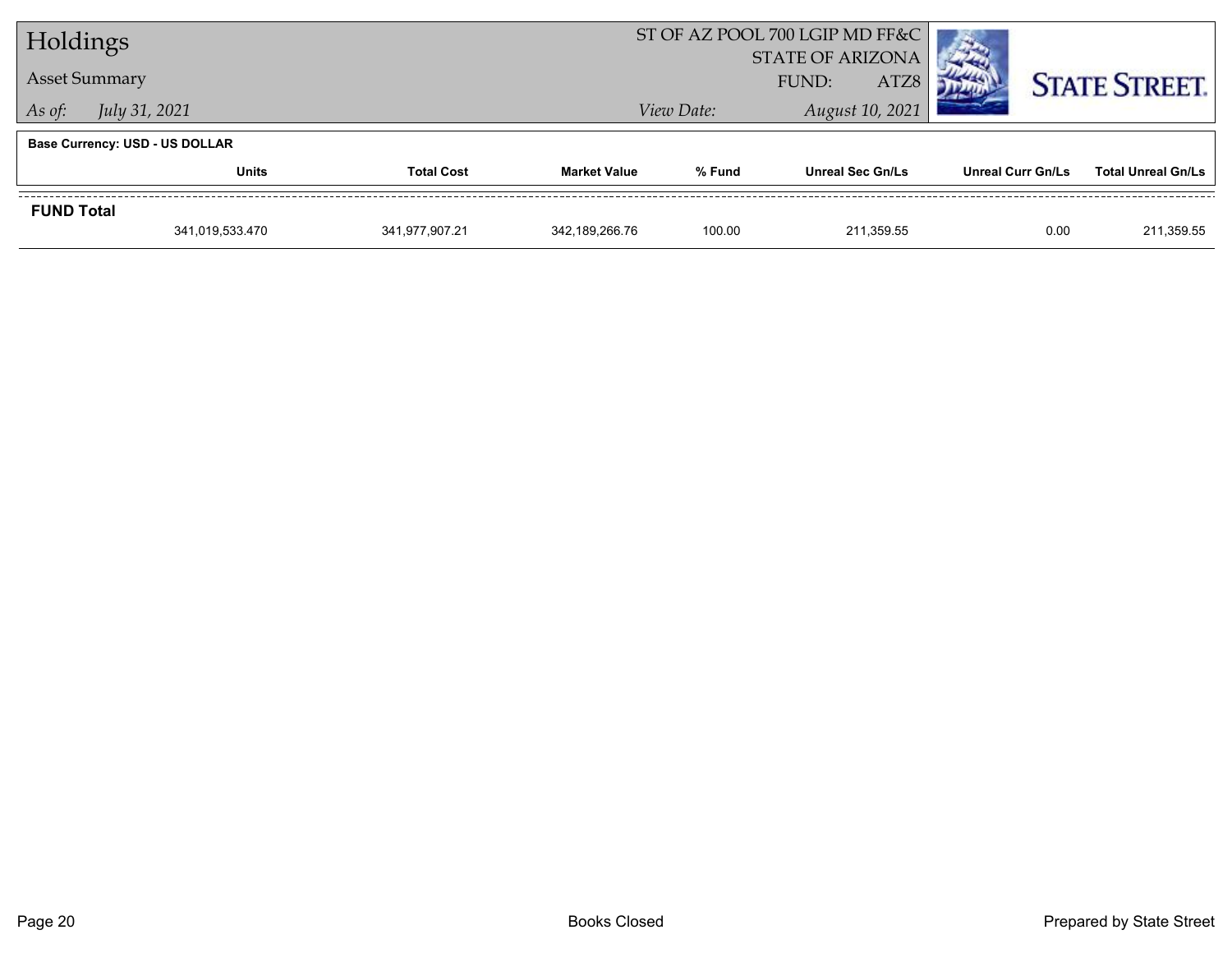# Holdings

## Asset Summary

*As of: July 31, 2021*

ST OF AZ POOL 700 LGIP MD FF&C
STATE OF ARIZONA
FUND: ATZ8
*View Date: August 10, 2021*

**Base Currency: USD - US DOLLAR**

| | Units | Total Cost | Market Value | % Fund | Unreal Sec Gn/Ls | Unreal Curr Gn/Ls | Total Unreal Gn/Ls |
|---|---|---|---|---|---|---|---|
| **FUND Total** | | | | | | | |
| | 341,019,533.470 | 341,977,907.21 | 342,189,266.76 | 100.00 | 211,359.55 | 0.00 | 211,359.55 |

Books Closed

Prepared by State Street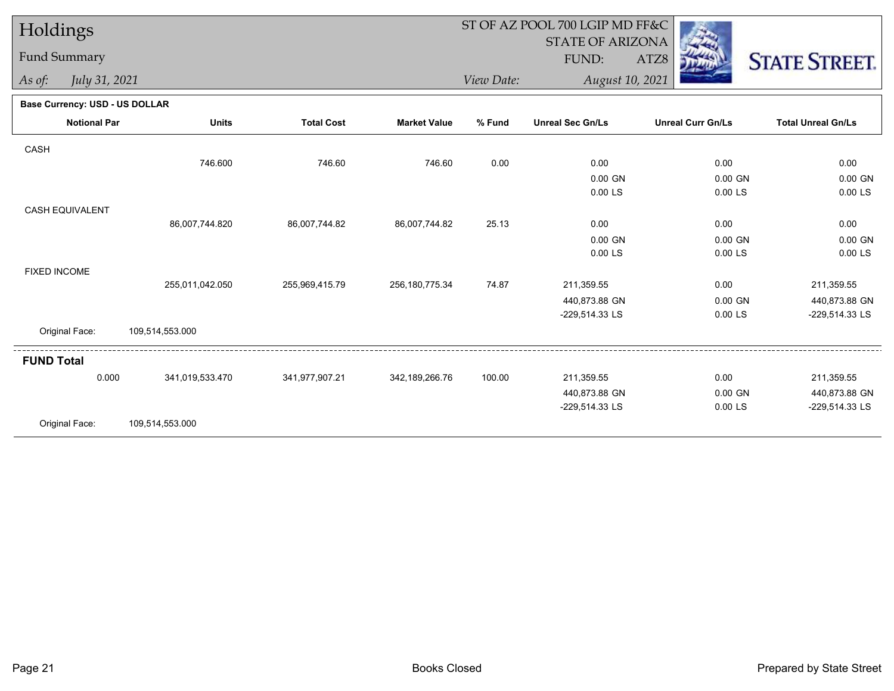# Holdings

Fund Summary

*As of: July 31, 2021*

ST OF AZ POOL 700 LGIP MD FF&C
STATE OF ARIZONA
FUND: ATZ8

*View Date: August 10, 2021*

**Base Currency: USD - US DOLLAR**

| Notional Par | Units | Total Cost | Market Value | % Fund | Unreal Sec Gn/Ls | Unreal Curr Gn/Ls | Total Unreal Gn/Ls |
|---|---|---|---|---|---|---|---|
| CASH | | | | | | | |
| | 746.600 | 746.60 | 746.60 | 0.00 | 0.00 | 0.00 | 0.00 |
| | | | | | 0.00 GN | 0.00 GN | 0.00 GN |
| | | | | | 0.00 LS | 0.00 LS | 0.00 LS |
| CASH EQUIVALENT | | | | | | | |
| | 86,007,744.820 | 86,007,744.82 | 86,007,744.82 | 25.13 | 0.00 | 0.00 | 0.00 |
| | | | | | 0.00 GN | 0.00 GN | 0.00 GN |
| | | | | | 0.00 LS | 0.00 LS | 0.00 LS |
| FIXED INCOME | | | | | | | |
| | 255,011,042.050 | 255,969,415.79 | 256,180,775.34 | 74.87 | 211,359.55 | 0.00 | 211,359.55 |
| | | | | | 440,873.88 GN | 0.00 GN | 440,873.88 GN |
| | | | | | -229,514.33 LS | 0.00 LS | -229,514.33 LS |
| Original Face: 109,514,553.000 | | | | | | | |
| **FUND Total** | | | | | | | |
| 0.000 | 341,019,533.470 | 341,977,907.21 | 342,189,266.76 | 100.00 | 211,359.55 | 0.00 | 211,359.55 |
| | | | | | 440,873.88 GN | 0.00 GN | 440,873.88 GN |
| | | | | | -229,514.33 LS | 0.00 LS | -229,514.33 LS |
| Original Face: 109,514,553.000 | | | | | | | |

Books Closed

Prepared by State Street